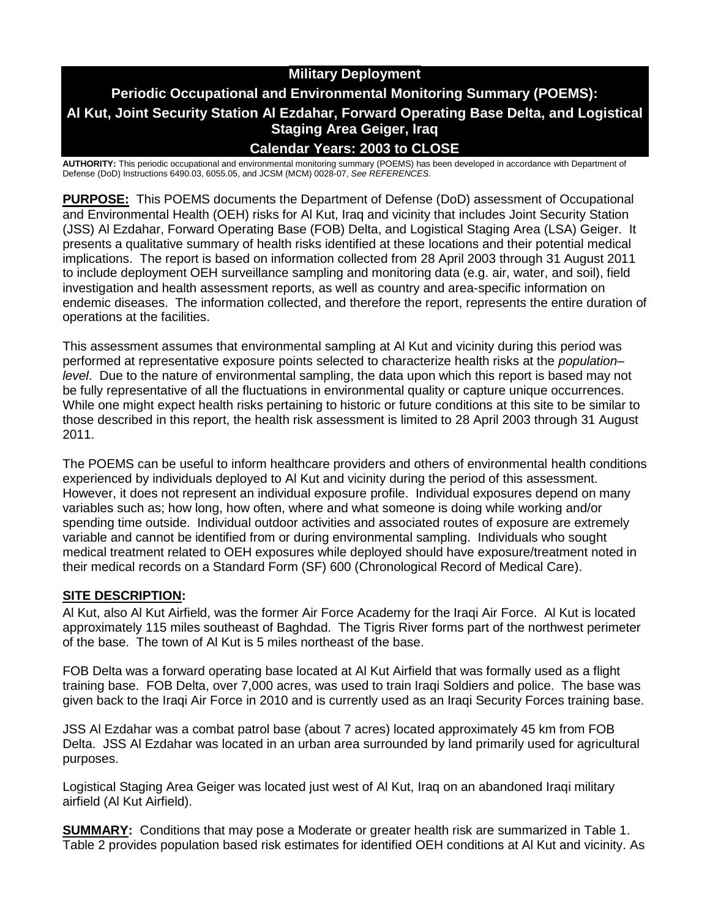# Military Deployment

## Periodic Occupational and Environmental Monitoring Summary (POEMS): Al Kut, Joint Security Station Al Ezdahar, Forward Operating Base Delta, and Logistical Staging Area Geiger, Iraq

## Calendar Years: 2003 to CLOSE

**AUTHORITY:** This periodic occupational and environmental monitoring summary (POEMS) has been developed in accordance with Department of Defense (DoD) Instructions 6490.03, 6055.05, and JCSM (MCM) 0028-07, *See REFERENCES.*

**PURPOSE:** This POEMS documents the Department of Defense (DoD) assessment of Occupational and Environmental Health (OEH) risks for Al Kut, Iraq and vicinity that includes Joint Security Station (JSS) Al Ezdahar, Forward Operating Base (FOB) Delta, and Logistical Staging Area (LSA) Geiger. It presents a qualitative summary of health risks identified at these locations and their potential medical implications. The report is based on information collected from 28 April 2003 through 31 August 2011 to include deployment OEH surveillance sampling and monitoring data (e.g. air, water, and soil), field investigation and health assessment reports, as well as country and area-specific information on endemic diseases. The information collected, and therefore the report, represents the entire duration of operations at the facilities.

This assessment assumes that environmental sampling at Al Kut and vicinity during this period was performed at representative exposure points selected to characterize health risks at the *population–level*. Due to the nature of environmental sampling, the data upon which this report is based may not be fully representative of all the fluctuations in environmental quality or capture unique occurrences. While one might expect health risks pertaining to historic or future conditions at this site to be similar to those described in this report, the health risk assessment is limited to 28 April 2003 through 31 August 2011.

The POEMS can be useful to inform healthcare providers and others of environmental health conditions experienced by individuals deployed to Al Kut and vicinity during the period of this assessment. However, it does not represent an individual exposure profile. Individual exposures depend on many variables such as; how long, how often, where and what someone is doing while working and/or spending time outside. Individual outdoor activities and associated routes of exposure are extremely variable and cannot be identified from or during environmental sampling. Individuals who sought medical treatment related to OEH exposures while deployed should have exposure/treatment noted in their medical records on a Standard Form (SF) 600 (Chronological Record of Medical Care).

**SITE DESCRIPTION:**

Al Kut, also Al Kut Airfield, was the former Air Force Academy for the Iraqi Air Force. Al Kut is located approximately 115 miles southeast of Baghdad. The Tigris River forms part of the northwest perimeter of the base. The town of Al Kut is 5 miles northeast of the base.

FOB Delta was a forward operating base located at Al Kut Airfield that was formally used as a flight training base. FOB Delta, over 7,000 acres, was used to train Iraqi Soldiers and police. The base was given back to the Iraqi Air Force in 2010 and is currently used as an Iraqi Security Forces training base.

JSS Al Ezdahar was a combat patrol base (about 7 acres) located approximately 45 km from FOB Delta. JSS Al Ezdahar was located in an urban area surrounded by land primarily used for agricultural purposes.

Logistical Staging Area Geiger was located just west of Al Kut, Iraq on an abandoned Iraqi military airfield (Al Kut Airfield).

**SUMMARY:** Conditions that may pose a Moderate or greater health risk are summarized in Table 1. Table 2 provides population based risk estimates for identified OEH conditions at Al Kut and vicinity. As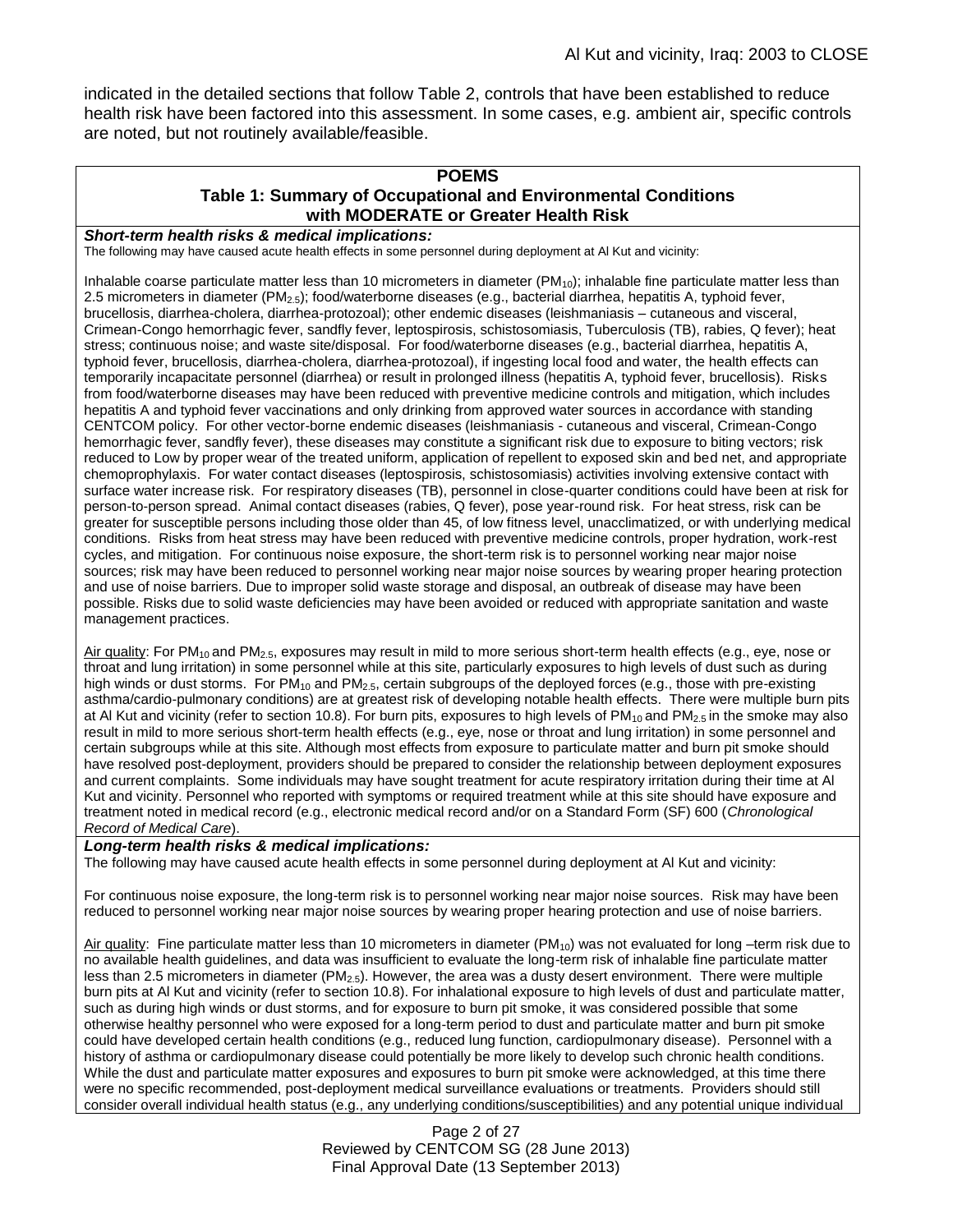indicated in the detailed sections that follow Table 2, controls that have been established to reduce health risk have been factored into this assessment. In some cases, e.g. ambient air, specific controls are noted, but not routinely available/feasible.

## POEMS

### Table 1: Summary of Occupational and Environmental Conditions with MODERATE or Greater Health Risk

***Short-term health risks & medical implications:***

The following may have caused acute health effects in some personnel during deployment at Al Kut and vicinity:

Inhalable coarse particulate matter less than 10 micrometers in diameter ($PM_{10}$); inhalable fine particulate matter less than 2.5 micrometers in diameter ($PM_{2.5}$); food/waterborne diseases (e.g., bacterial diarrhea, hepatitis A, typhoid fever, brucellosis, diarrhea-cholera, diarrhea-protozoal); other endemic diseases (leishmaniasis – cutaneous and visceral, Crimean-Congo hemorrhagic fever, sandfly fever, leptospirosis, schistosomiasis, Tuberculosis (TB), rabies, Q fever); heat stress; continuous noise; and waste site/disposal. For food/waterborne diseases (e.g., bacterial diarrhea, hepatitis A, typhoid fever, brucellosis, diarrhea-cholera, diarrhea-protozoal), if ingesting local food and water, the health effects can temporarily incapacitate personnel (diarrhea) or result in prolonged illness (hepatitis A, typhoid fever, brucellosis). Risks from food/waterborne diseases may have been reduced with preventive medicine controls and mitigation, which includes hepatitis A and typhoid fever vaccinations and only drinking from approved water sources in accordance with standing CENTCOM policy. For other vector-borne endemic diseases (leishmaniasis - cutaneous and visceral, Crimean-Congo hemorrhagic fever, sandfly fever), these diseases may constitute a significant risk due to exposure to biting vectors; risk reduced to Low by proper wear of the treated uniform, application of repellent to exposed skin and bed net, and appropriate chemoprophylaxis. For water contact diseases (leptospirosis, schistosomiasis) activities involving extensive contact with surface water increase risk. For respiratory diseases (TB), personnel in close-quarter conditions could have been at risk for person-to-person spread. Animal contact diseases (rabies, Q fever), pose year-round risk. For heat stress, risk can be greater for susceptible persons including those older than 45, of low fitness level, unacclimatized, or with underlying medical conditions. Risks from heat stress may have been reduced with preventive medicine controls, proper hydration, work-rest cycles, and mitigation. For continuous noise exposure, the short-term risk is to personnel working near major noise sources; risk may have been reduced to personnel working near major noise sources by wearing proper hearing protection and use of noise barriers. Due to improper solid waste storage and disposal, an outbreak of disease may have been possible. Risks due to solid waste deficiencies may have been avoided or reduced with appropriate sanitation and waste management practices.

Air quality: For $PM_{10}$ and $PM_{2.5}$, exposures may result in mild to more serious short-term health effects (e.g., eye, nose or throat and lung irritation) in some personnel while at this site, particularly exposures to high levels of dust such as during high winds or dust storms. For $PM_{10}$ and $PM_{2.5}$, certain subgroups of the deployed forces (e.g., those with pre-existing asthma/cardio-pulmonary conditions) are at greatest risk of developing notable health effects. There were multiple burn pits at Al Kut and vicinity (refer to section 10.8). For burn pits, exposures to high levels of $PM_{10}$ and $PM_{2.5}$ in the smoke may also result in mild to more serious short-term health effects (e.g., eye, nose or throat and lung irritation) in some personnel and certain subgroups while at this site. Although most effects from exposure to particulate matter and burn pit smoke should have resolved post-deployment, providers should be prepared to consider the relationship between deployment exposures and current complaints. Some individuals may have sought treatment for acute respiratory irritation during their time at Al Kut and vicinity. Personnel who reported with symptoms or required treatment while at this site should have exposure and treatment noted in medical record (e.g., electronic medical record and/or on a Standard Form (SF) 600 (*Chronological Record of Medical Care*).

***Long-term health risks & medical implications:***

The following may have caused acute health effects in some personnel during deployment at Al Kut and vicinity:

For continuous noise exposure, the long-term risk is to personnel working near major noise sources. Risk may have been reduced to personnel working near major noise sources by wearing proper hearing protection and use of noise barriers.

Air quality: Fine particulate matter less than 10 micrometers in diameter ($PM_{10}$) was not evaluated for long –term risk due to no available health guidelines, and data was insufficient to evaluate the long-term risk of inhalable fine particulate matter less than 2.5 micrometers in diameter ($PM_{2.5}$). However, the area was a dusty desert environment. There were multiple burn pits at Al Kut and vicinity (refer to section 10.8). For inhalational exposure to high levels of dust and particulate matter, such as during high winds or dust storms, and for exposure to burn pit smoke, it was considered possible that some otherwise healthy personnel who were exposed for a long-term period to dust and particulate matter and burn pit smoke could have developed certain health conditions (e.g., reduced lung function, cardiopulmonary disease). Personnel with a history of asthma or cardiopulmonary disease could potentially be more likely to develop such chronic health conditions. While the dust and particulate matter exposures and exposures to burn pit smoke were acknowledged, at this time there were no specific recommended, post-deployment medical surveillance evaluations or treatments. Providers should still consider overall individual health status (e.g., any underlying conditions/susceptibilities) and any potential unique individual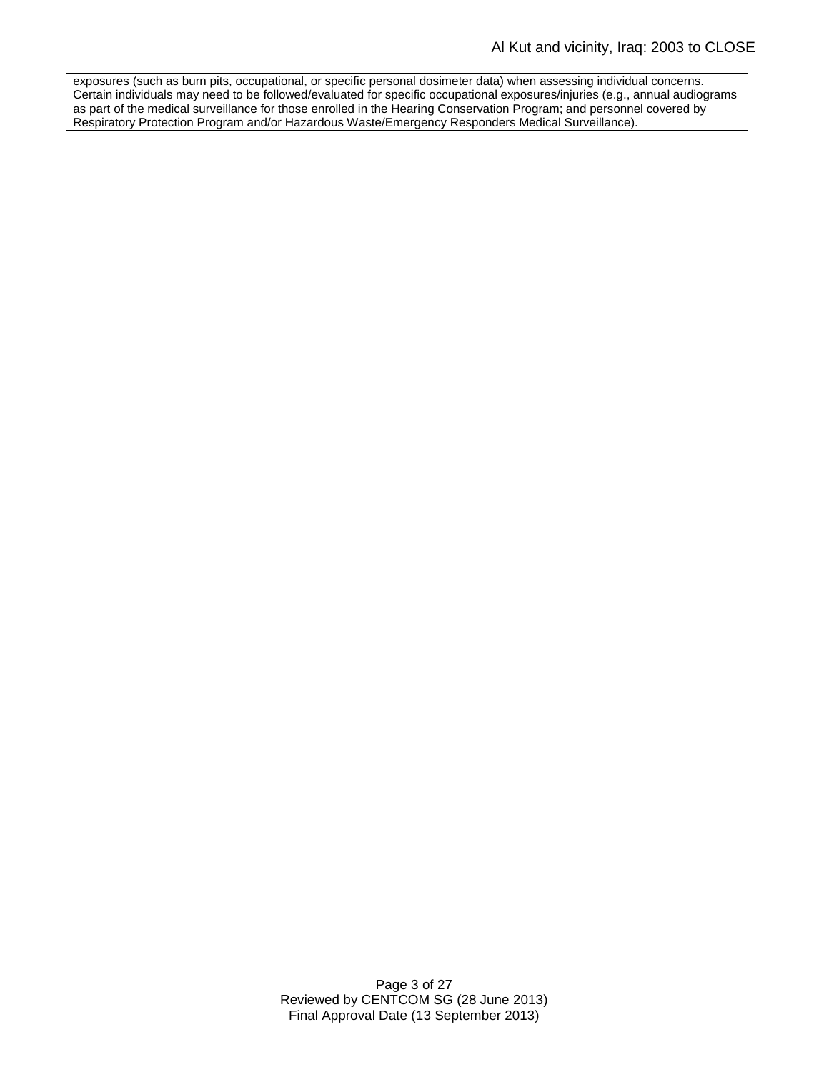exposures (such as burn pits, occupational, or specific personal dosimeter data) when assessing individual concerns. Certain individuals may need to be followed/evaluated for specific occupational exposures/injuries (e.g., annual audiograms as part of the medical surveillance for those enrolled in the Hearing Conservation Program; and personnel covered by Respiratory Protection Program and/or Hazardous Waste/Emergency Responders Medical Surveillance).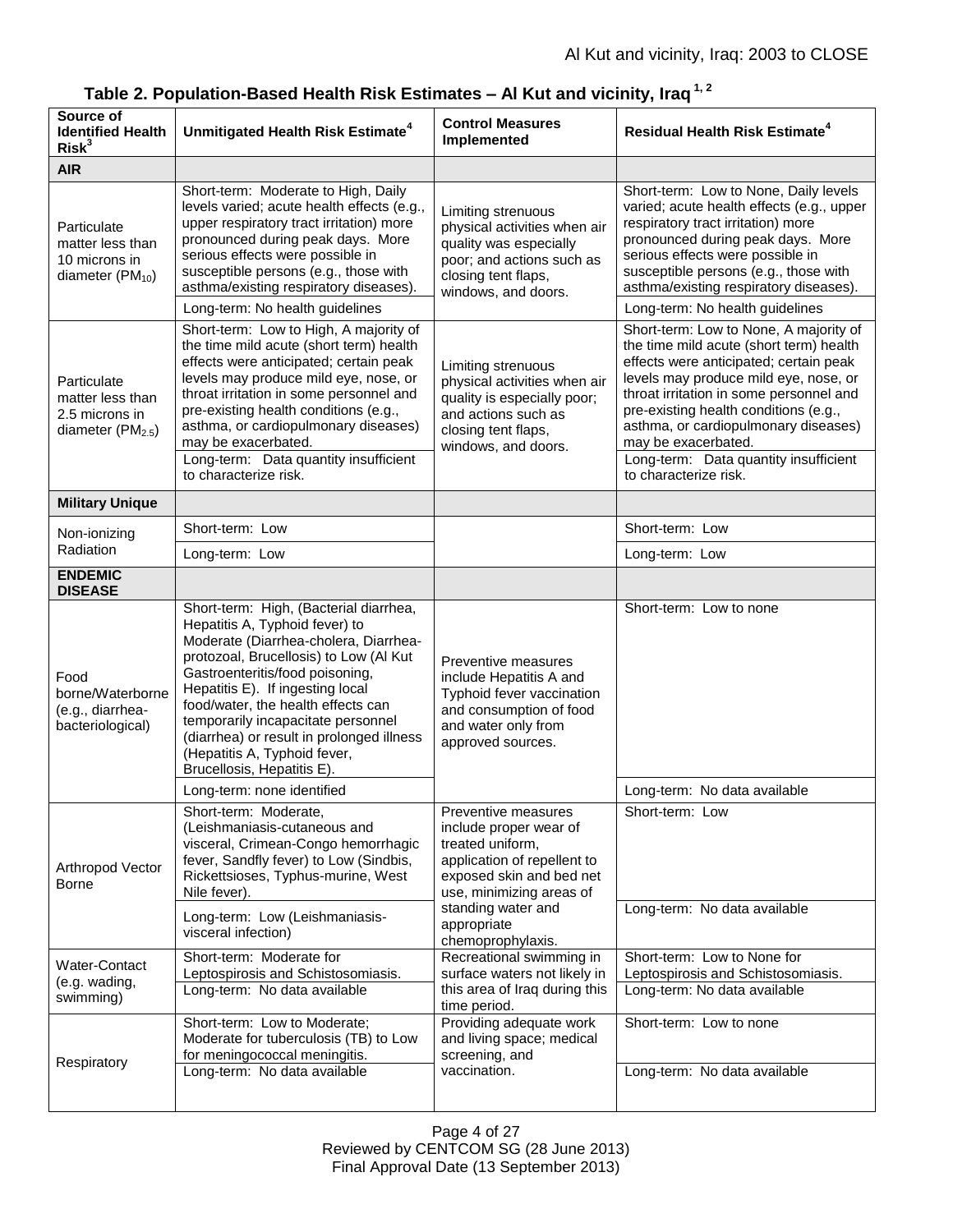**Table 2. Population-Based Health Risk Estimates – Al Kut and vicinity, Iraq [1, 2]**

| Source of Identified Health Risk[3] | Unmitigated Health Risk Estimate[4] | Control Measures Implemented | Residual Health Risk Estimate[4] |
|---|---|---|---|
| **AIR** | | | |
| Particulate matter less than 10 microns in diameter ($PM_{10}$) | Short-term: Moderate to High, Daily levels varied; acute health effects (e.g., upper respiratory tract irritation) more pronounced during peak days. More serious effects were possible in susceptible persons (e.g., those with asthma/existing respiratory diseases). | Limiting strenuous physical activities when air quality was especially poor; and actions such as closing tent flaps, windows, and doors. | Short-term: Low to None, Daily levels varied; acute health effects (e.g., upper respiratory tract irritation) more pronounced during peak days. More serious effects were possible in susceptible persons (e.g., those with asthma/existing respiratory diseases). |
| | Long-term: No health guidelines | | Long-term: No health guidelines |
| Particulate matter less than 2.5 microns in diameter ($PM_{2.5}$) | Short-term: Low to High, A majority of the time mild acute (short term) health effects were anticipated; certain peak levels may produce mild eye, nose, or throat irritation in some personnel and pre-existing health conditions (e.g., asthma, or cardiopulmonary diseases) may be exacerbated. | Limiting strenuous physical activities when air quality is especially poor; and actions such as closing tent flaps, windows, and doors. | Short-term: Low to None, A majority of the time mild acute (short term) health effects were anticipated; certain peak levels may produce mild eye, nose, or throat irritation in some personnel and pre-existing health conditions (e.g., asthma, or cardiopulmonary diseases) may be exacerbated. |
| | Long-term: Data quantity insufficient to characterize risk. | | Long-term: Data quantity insufficient to characterize risk. |
| **Military Unique** | | | |
| Non-ionizing Radiation | Short-term: Low | | Short-term: Low |
| | Long-term: Low | | Long-term: Low |
| **ENDEMIC DISEASE** | | | |
| Food borne/Waterborne (e.g., diarrhea-bacteriological) | Short-term: High, (Bacterial diarrhea, Hepatitis A, Typhoid fever) to Moderate (Diarrhea-cholera, Diarrhea-protozoal, Brucellosis) to Low (Al Kut Gastroenteritis/food poisoning, Hepatitis E). If ingesting local food/water, the health effects can temporarily incapacitate personnel (diarrhea) or result in prolonged illness (Hepatitis A, Typhoid fever, Brucellosis, Hepatitis E). | Preventive measures include Hepatitis A and Typhoid fever vaccination and consumption of food and water only from approved sources. | Short-term: Low to none |
| | Long-term: none identified | | Long-term: No data available |
| Arthropod Vector Borne | Short-term: Moderate, (Leishmaniasis-cutaneous and visceral, Crimean-Congo hemorrhagic fever, Sandfly fever) to Low (Sindbis, Rickettsioses, Typhus-murine, West Nile fever). | Preventive measures include proper wear of treated uniform, application of repellent to exposed skin and bed net use, minimizing areas of standing water and appropriate chemoprophylaxis. | Short-term: Low |
| | Long-term: Low (Leishmaniasis-visceral infection) | | Long-term: No data available |
| Water-Contact (e.g. wading, swimming) | Short-term: Moderate for Leptospirosis and Schistosomiasis. | Recreational swimming in surface waters not likely in this area of Iraq during this time period. | Short-term: Low to None for Leptospirosis and Schistosomiasis. |
| | Long-term: No data available | | Long-term: No data available |
| Respiratory | Short-term: Low to Moderate; Moderate for tuberculosis (TB) to Low for meningococcal meningitis. | Providing adequate work and living space; medical screening, and vaccination. | Short-term: Low to none |
| | Long-term: No data available | | Long-term: No data available |

Reviewed by CENTCOM SG (28 June 2013)
Final Approval Date (13 September 2013)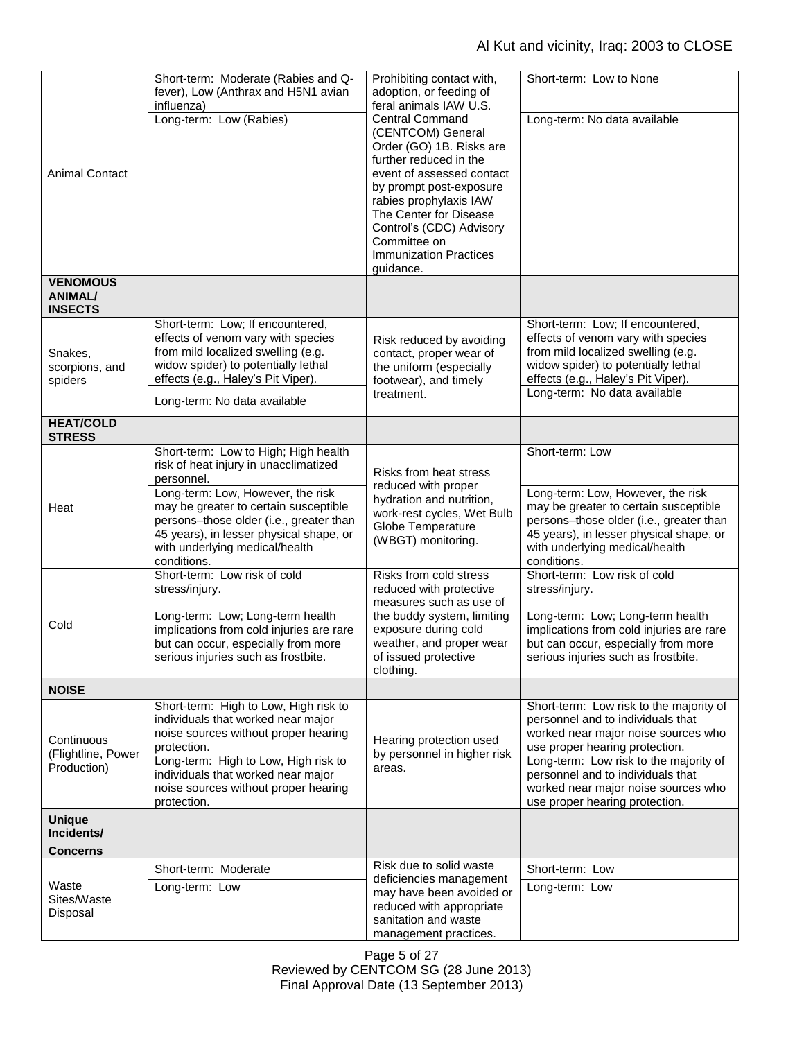| | | | |
|---|---|---|---|
| Animal Contact | Short-term: Moderate (Rabies and Q-fever), Low (Anthrax and H5N1 avian influenza) | Prohibiting contact with, adoption, or feeding of feral animals IAW U.S. Central Command (CENTCOM) General Order (GO) 1B. Risks are further reduced in the event of assessed contact by prompt post-exposure rabies prophylaxis IAW The Center for Disease Control's (CDC) Advisory Committee on Immunization Practices guidance. | Short-term: Low to None |
| | Long-term: Low (Rabies) | | Long-term: No data available |
| **VENOMOUS ANIMAL/ INSECTS** | | | |
| Snakes, scorpions, and spiders | Short-term: Low; If encountered, effects of venom vary with species from mild localized swelling (e.g. widow spider) to potentially lethal effects (e.g., Haley's Pit Viper). | Risk reduced by avoiding contact, proper wear of the uniform (especially footwear), and timely treatment. | Short-term: Low; If encountered, effects of venom vary with species from mild localized swelling (e.g. widow spider) to potentially lethal effects (e.g., Haley's Pit Viper). |
| | Long-term: No data available | | Long-term: No data available |
| **HEAT/COLD STRESS** | | | |
| Heat | Short-term: Low to High; High health risk of heat injury in unacclimatized personnel. | Risks from heat stress reduced with proper hydration and nutrition, work-rest cycles, Wet Bulb Globe Temperature (WBGT) monitoring. | Short-term: Low |
| | Long-term: Low, However, the risk may be greater to certain susceptible persons–those older (i.e., greater than 45 years), in lesser physical shape, or with underlying medical/health conditions. | | Long-term: Low, However, the risk may be greater to certain susceptible persons–those older (i.e., greater than 45 years), in lesser physical shape, or with underlying medical/health conditions. |
| Cold | Short-term: Low risk of cold stress/injury. | Risks from cold stress reduced with protective measures such as use of the buddy system, limiting exposure during cold weather, and proper wear of issued protective clothing. | Short-term: Low risk of cold stress/injury. |
| | Long-term: Low; Long-term health implications from cold injuries are rare but can occur, especially from more serious injuries such as frostbite. | | Long-term: Low; Long-term health implications from cold injuries are rare but can occur, especially from more serious injuries such as frostbite. |
| **NOISE** | | | |
| Continuous (Flightline, Power Production) | Short-term: High to Low, High risk to individuals that worked near major noise sources without proper hearing protection. | Hearing protection used by personnel in higher risk areas. | Short-term: Low risk to the majority of personnel and to individuals that worked near major noise sources who use proper hearing protection. |
| | Long-term: High to Low, High risk to individuals that worked near major noise sources without proper hearing protection. | | Long-term: Low risk to the majority of personnel and to individuals that worked near major noise sources who use proper hearing protection. |
| **Unique Incidents/ Concerns** | | | |
| Waste Sites/Waste Disposal | Short-term: Moderate | Risk due to solid waste deficiencies management may have been avoided or reduced with appropriate sanitation and waste management practices. | Short-term: Low |
| | Long-term: Low | | Long-term: Low |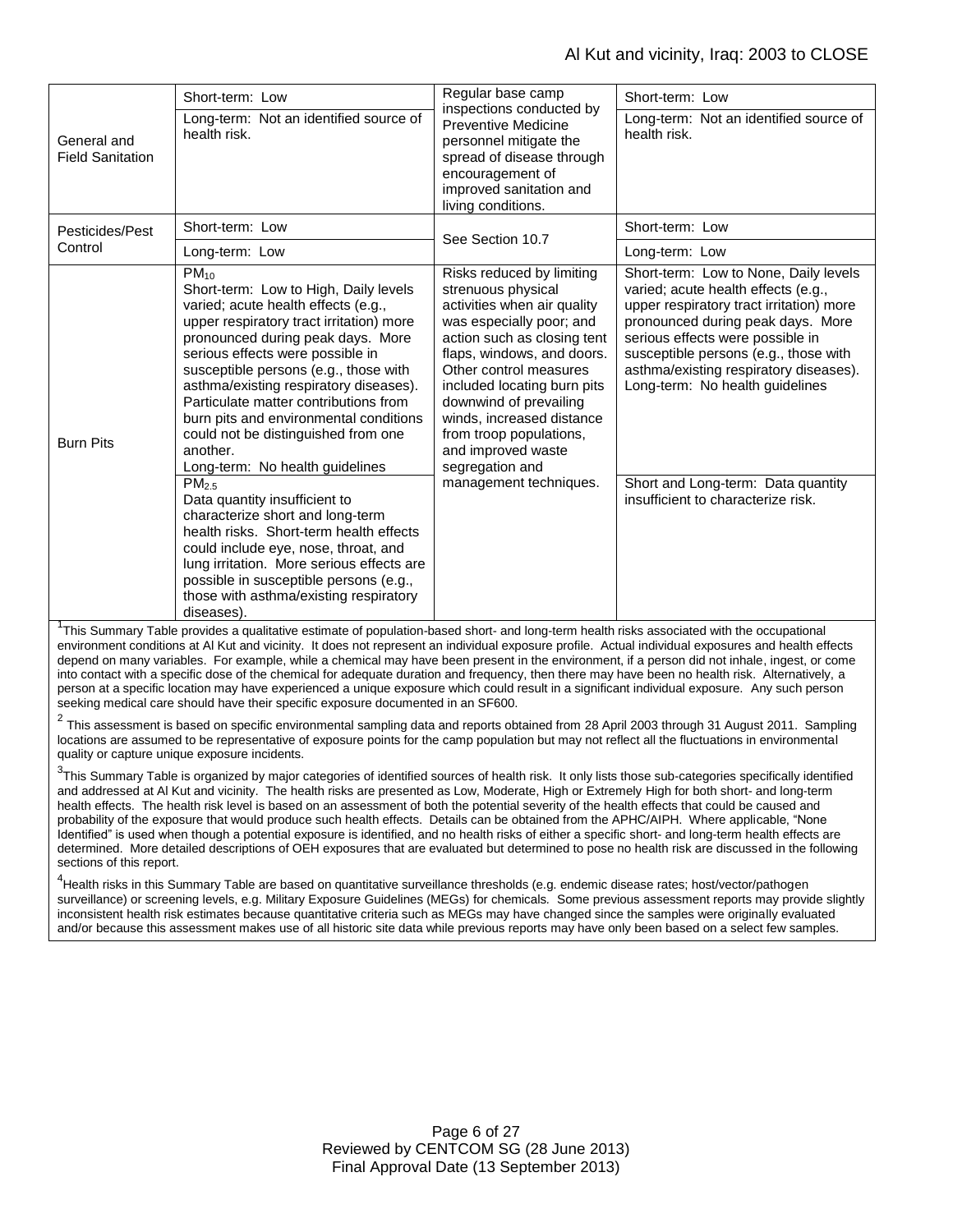| | | | |
|---|---|---|---|
| General and Field Sanitation | Short-term: Low | Regular base camp inspections conducted by Preventive Medicine personnel mitigate the spread of disease through encouragement of improved sanitation and living conditions. | Short-term: Low |
| | Long-term: Not an identified source of health risk. | | Long-term: Not an identified source of health risk. |
| Pesticides/Pest Control | Short-term: Low | See Section 10.7 | Short-term: Low |
| | Long-term: Low | | Long-term: Low |
| Burn Pits | $PM_{10}$ Short-term: Low to High, Daily levels varied; acute health effects (e.g., upper respiratory tract irritation) more pronounced during peak days. More serious effects were possible in susceptible persons (e.g., those with asthma/existing respiratory diseases). Particulate matter contributions from burn pits and environmental conditions could not be distinguished from one another. Long-term: No health guidelines | Risks reduced by limiting strenuous physical activities when air quality was especially poor; and action such as closing tent flaps, windows, and doors. Other control measures included locating burn pits downwind of prevailing winds, increased distance from troop populations, and improved waste segregation and management techniques. | Short-term: Low to None, Daily levels varied; acute health effects (e.g., upper respiratory tract irritation) more pronounced during peak days. More serious effects were possible in susceptible persons (e.g., those with asthma/existing respiratory diseases). Long-term: No health guidelines |
| | $PM_{2.5}$ Data quantity insufficient to characterize short and long-term health risks. Short-term health effects could include eye, nose, throat, and lung irritation. More serious effects are possible in susceptible persons (e.g., those with asthma/existing respiratory diseases). | | Short and Long-term: Data quantity insufficient to characterize risk. |

[1]This Summary Table provides a qualitative estimate of population-based short- and long-term health risks associated with the occupational environment conditions at Al Kut and vicinity. It does not represent an individual exposure profile. Actual individual exposures and health effects depend on many variables. For example, while a chemical may have been present in the environment, if a person did not inhale, ingest, or come into contact with a specific dose of the chemical for adequate duration and frequency, then there may have been no health risk. Alternatively, a person at a specific location may have experienced a unique exposure which could result in a significant individual exposure. Any such person seeking medical care should have their specific exposure documented in an SF600.

[2] This assessment is based on specific environmental sampling data and reports obtained from 28 April 2003 through 31 August 2011. Sampling locations are assumed to be representative of exposure points for the camp population but may not reflect all the fluctuations in environmental quality or capture unique exposure incidents.

[3]This Summary Table is organized by major categories of identified sources of health risk. It only lists those sub-categories specifically identified and addressed at Al Kut and vicinity. The health risks are presented as Low, Moderate, High or Extremely High for both short- and long-term health effects. The health risk level is based on an assessment of both the potential severity of the health effects that could be caused and probability of the exposure that would produce such health effects. Details can be obtained from the APHC/AIPH. Where applicable, "None Identified" is used when though a potential exposure is identified, and no health risks of either a specific short- and long-term health effects are determined. More detailed descriptions of OEH exposures that are evaluated but determined to pose no health risk are discussed in the following sections of this report.

[4]Health risks in this Summary Table are based on quantitative surveillance thresholds (e.g. endemic disease rates; host/vector/pathogen surveillance) or screening levels, e.g. Military Exposure Guidelines (MEGs) for chemicals. Some previous assessment reports may provide slightly inconsistent health risk estimates because quantitative criteria such as MEGs may have changed since the samples were originally evaluated and/or because this assessment makes use of all historic site data while previous reports may have only been based on a select few samples.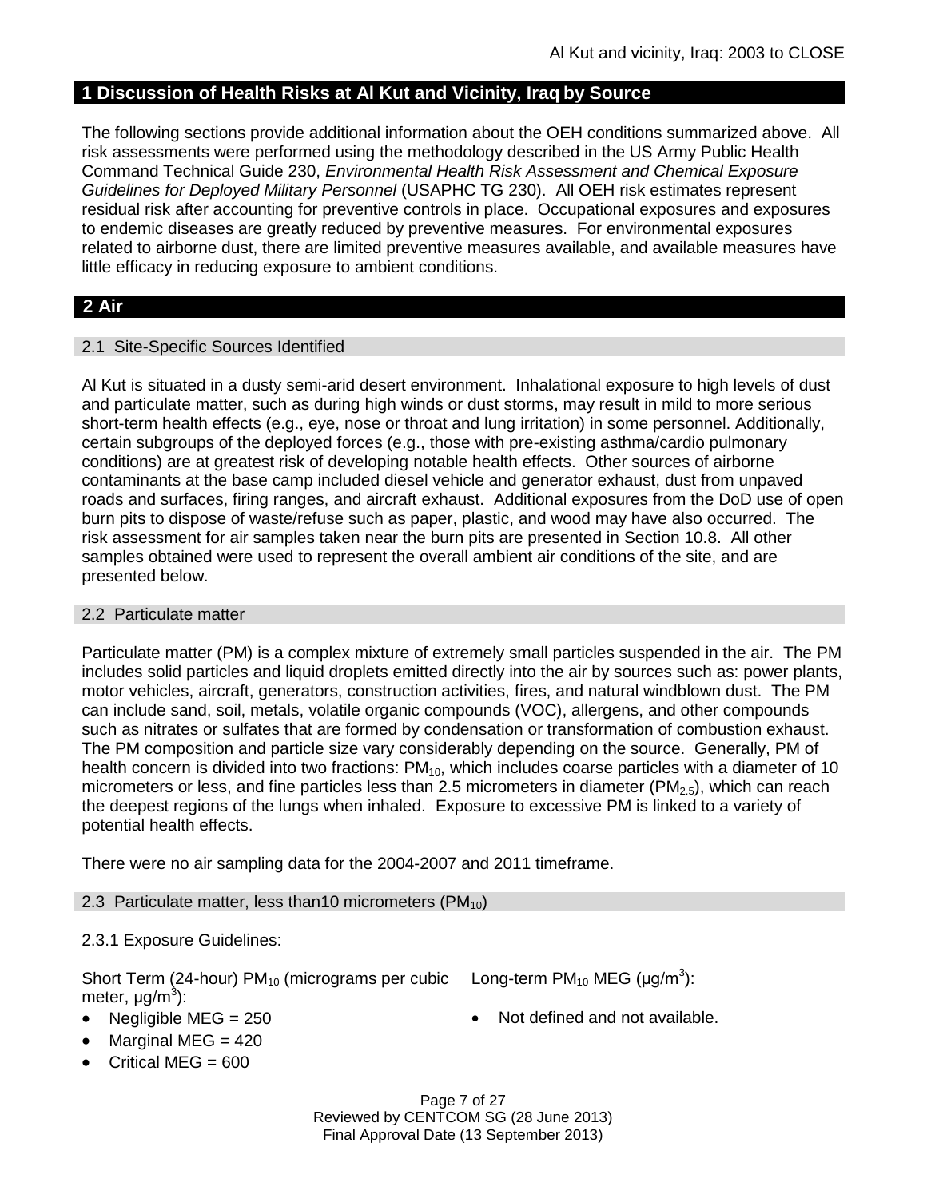## 1 Discussion of Health Risks at Al Kut and Vicinity, Iraq by Source

The following sections provide additional information about the OEH conditions summarized above. All risk assessments were performed using the methodology described in the US Army Public Health Command Technical Guide 230, *Environmental Health Risk Assessment and Chemical Exposure Guidelines for Deployed Military Personnel* (USAPHC TG 230). All OEH risk estimates represent residual risk after accounting for preventive controls in place. Occupational exposures and exposures to endemic diseases are greatly reduced by preventive measures. For environmental exposures related to airborne dust, there are limited preventive measures available, and available measures have little efficacy in reducing exposure to ambient conditions.

## 2 Air

### 2.1 Site-Specific Sources Identified

Al Kut is situated in a dusty semi-arid desert environment. Inhalational exposure to high levels of dust and particulate matter, such as during high winds or dust storms, may result in mild to more serious short-term health effects (e.g., eye, nose or throat and lung irritation) in some personnel. Additionally, certain subgroups of the deployed forces (e.g., those with pre-existing asthma/cardio pulmonary conditions) are at greatest risk of developing notable health effects. Other sources of airborne contaminants at the base camp included diesel vehicle and generator exhaust, dust from unpaved roads and surfaces, firing ranges, and aircraft exhaust. Additional exposures from the DoD use of open burn pits to dispose of waste/refuse such as paper, plastic, and wood may have also occurred. The risk assessment for air samples taken near the burn pits are presented in Section 10.8. All other samples obtained were used to represent the overall ambient air conditions of the site, and are presented below.

### 2.2 Particulate matter

Particulate matter (PM) is a complex mixture of extremely small particles suspended in the air. The PM includes solid particles and liquid droplets emitted directly into the air by sources such as: power plants, motor vehicles, aircraft, generators, construction activities, fires, and natural windblown dust. The PM can include sand, soil, metals, volatile organic compounds (VOC), allergens, and other compounds such as nitrates or sulfates that are formed by condensation or transformation of combustion exhaust. The PM composition and particle size vary considerably depending on the source. Generally, PM of health concern is divided into two fractions: $PM_{10}$, which includes coarse particles with a diameter of 10 micrometers or less, and fine particles less than 2.5 micrometers in diameter ($PM_{2.5}$), which can reach the deepest regions of the lungs when inhaled. Exposure to excessive PM is linked to a variety of potential health effects.

There were no air sampling data for the 2004-2007 and 2011 timeframe.

### 2.3 Particulate matter, less than10 micrometers ($PM_{10}$)

2.3.1 Exposure Guidelines:

Short Term (24-hour) $PM_{10}$ (micrograms per cubic meter, $\mu g/m^3$):

- Negligible MEG = 250
- Marginal MEG = 420
- Critical MEG = 600

Long-term $PM_{10}$ MEG ($\mu g/m^3$):

- Not defined and not available.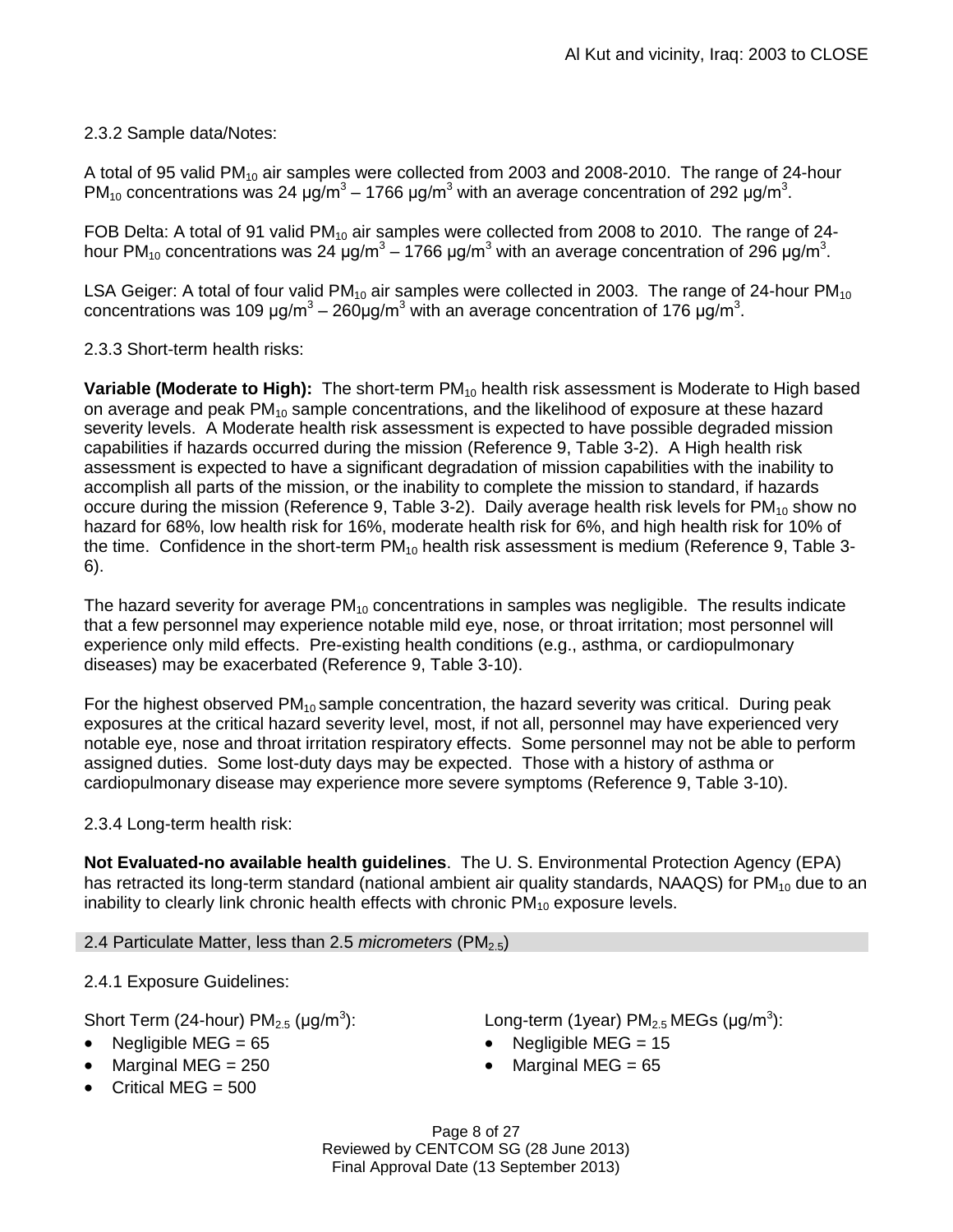2.3.2 Sample data/Notes:

A total of 95 valid $PM_{10}$ air samples were collected from 2003 and 2008-2010. The range of 24-hour $PM_{10}$ concentrations was 24 $\mu g/m^3$ – 1766 $\mu g/m^3$ with an average concentration of 292 $\mu g/m^3$.

FOB Delta: A total of 91 valid $PM_{10}$ air samples were collected from 2008 to 2010. The range of 24-hour $PM_{10}$ concentrations was 24 $\mu g/m^3$ – 1766 $\mu g/m^3$ with an average concentration of 296 $\mu g/m^3$.

LSA Geiger: A total of four valid $PM_{10}$ air samples were collected in 2003. The range of 24-hour $PM_{10}$ concentrations was 109 $\mu g/m^3$ – 260$\mu g/m^3$ with an average concentration of 176 $\mu g/m^3$.

2.3.3 Short-term health risks:

**Variable (Moderate to High):** The short-term $PM_{10}$ health risk assessment is Moderate to High based on average and peak $PM_{10}$ sample concentrations, and the likelihood of exposure at these hazard severity levels. A Moderate health risk assessment is expected to have possible degraded mission capabilities if hazards occurred during the mission (Reference 9, Table 3-2). A High health risk assessment is expected to have a significant degradation of mission capabilities with the inability to accomplish all parts of the mission, or the inability to complete the mission to standard, if hazards occure during the mission (Reference 9, Table 3-2). Daily average health risk levels for $PM_{10}$ show no hazard for 68%, low health risk for 16%, moderate health risk for 6%, and high health risk for 10% of the time. Confidence in the short-term $PM_{10}$ health risk assessment is medium (Reference 9, Table 3-6).

The hazard severity for average $PM_{10}$ concentrations in samples was negligible. The results indicate that a few personnel may experience notable mild eye, nose, or throat irritation; most personnel will experience only mild effects. Pre-existing health conditions (e.g., asthma, or cardiopulmonary diseases) may be exacerbated (Reference 9, Table 3-10).

For the highest observed $PM_{10}$ sample concentration, the hazard severity was critical. During peak exposures at the critical hazard severity level, most, if not all, personnel may have experienced very notable eye, nose and throat irritation respiratory effects. Some personnel may not be able to perform assigned duties. Some lost-duty days may be expected. Those with a history of asthma or cardiopulmonary disease may experience more severe symptoms (Reference 9, Table 3-10).

2.3.4 Long-term health risk:

**Not Evaluated-no available health guidelines**. The U. S. Environmental Protection Agency (EPA) has retracted its long-term standard (national ambient air quality standards, NAAQS) for $PM_{10}$ due to an inability to clearly link chronic health effects with chronic $PM_{10}$ exposure levels.

## 2.4 Particulate Matter, less than 2.5 *micrometers* ($PM_{2.5}$)

2.4.1 Exposure Guidelines:

Short Term (24-hour) $PM_{2.5}$ ($\mu g/m^3$):

- Negligible MEG = 65
- Marginal MEG = 250
- Critical MEG = 500

Long-term (1year) $PM_{2.5}$ MEGs ($\mu g/m^3$):

- Negligible MEG = 15
- Marginal MEG = 65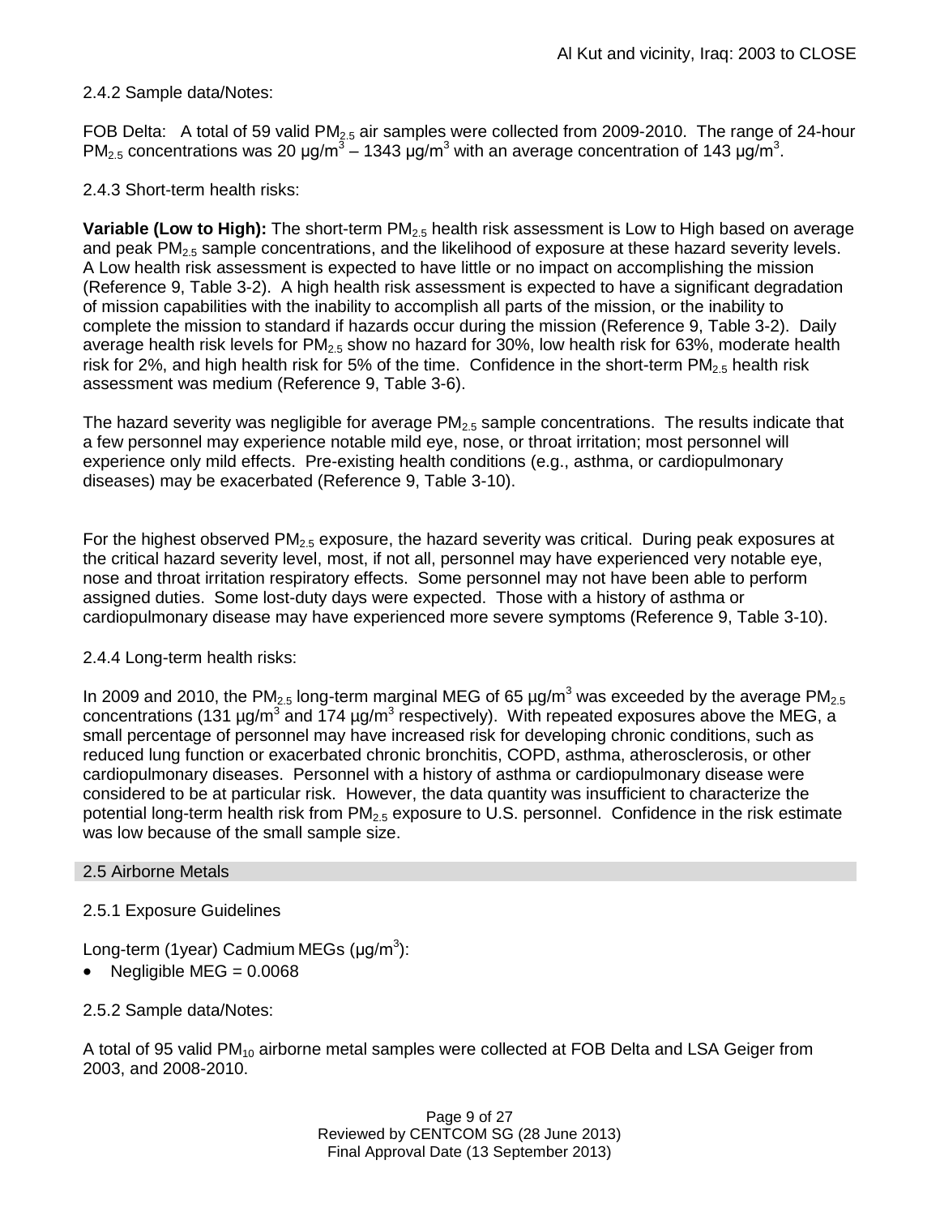2.4.2 Sample data/Notes:

FOB Delta: A total of 59 valid $PM_{2.5}$ air samples were collected from 2009-2010. The range of 24-hour $PM_{2.5}$ concentrations was 20 $\mu g/m^3$ – 1343 $\mu g/m^3$ with an average concentration of 143 $\mu g/m^3$.

2.4.3 Short-term health risks:

**Variable (Low to High):** The short-term $PM_{2.5}$ health risk assessment is Low to High based on average and peak $PM_{2.5}$ sample concentrations, and the likelihood of exposure at these hazard severity levels. A Low health risk assessment is expected to have little or no impact on accomplishing the mission (Reference 9, Table 3-2). A high health risk assessment is expected to have a significant degradation of mission capabilities with the inability to accomplish all parts of the mission, or the inability to complete the mission to standard if hazards occur during the mission (Reference 9, Table 3-2). Daily average health risk levels for $PM_{2.5}$ show no hazard for 30%, low health risk for 63%, moderate health risk for 2%, and high health risk for 5% of the time. Confidence in the short-term $PM_{2.5}$ health risk assessment was medium (Reference 9, Table 3-6).

The hazard severity was negligible for average $PM_{2.5}$ sample concentrations. The results indicate that a few personnel may experience notable mild eye, nose, or throat irritation; most personnel will experience only mild effects. Pre-existing health conditions (e.g., asthma, or cardiopulmonary diseases) may be exacerbated (Reference 9, Table 3-10).

For the highest observed $PM_{2.5}$ exposure, the hazard severity was critical. During peak exposures at the critical hazard severity level, most, if not all, personnel may have experienced very notable eye, nose and throat irritation respiratory effects. Some personnel may not have been able to perform assigned duties. Some lost-duty days were expected. Those with a history of asthma or cardiopulmonary disease may have experienced more severe symptoms (Reference 9, Table 3-10).

2.4.4 Long-term health risks:

In 2009 and 2010, the $PM_{2.5}$ long-term marginal MEG of 65 $\mu g/m^3$ was exceeded by the average $PM_{2.5}$ concentrations (131 $\mu g/m^3$ and 174 $\mu g/m^3$ respectively). With repeated exposures above the MEG, a small percentage of personnel may have increased risk for developing chronic conditions, such as reduced lung function or exacerbated chronic bronchitis, COPD, asthma, atherosclerosis, or other cardiopulmonary diseases. Personnel with a history of asthma or cardiopulmonary disease were considered to be at particular risk. However, the data quantity was insufficient to characterize the potential long-term health risk from $PM_{2.5}$ exposure to U.S. personnel. Confidence in the risk estimate was low because of the small sample size.

## 2.5 Airborne Metals

2.5.1 Exposure Guidelines

Long-term (1year) Cadmium MEGs ($\mu g/m^3$):

- Negligible MEG = 0.0068

2.5.2 Sample data/Notes:

A total of 95 valid $PM_{10}$ airborne metal samples were collected at FOB Delta and LSA Geiger from 2003, and 2008-2010.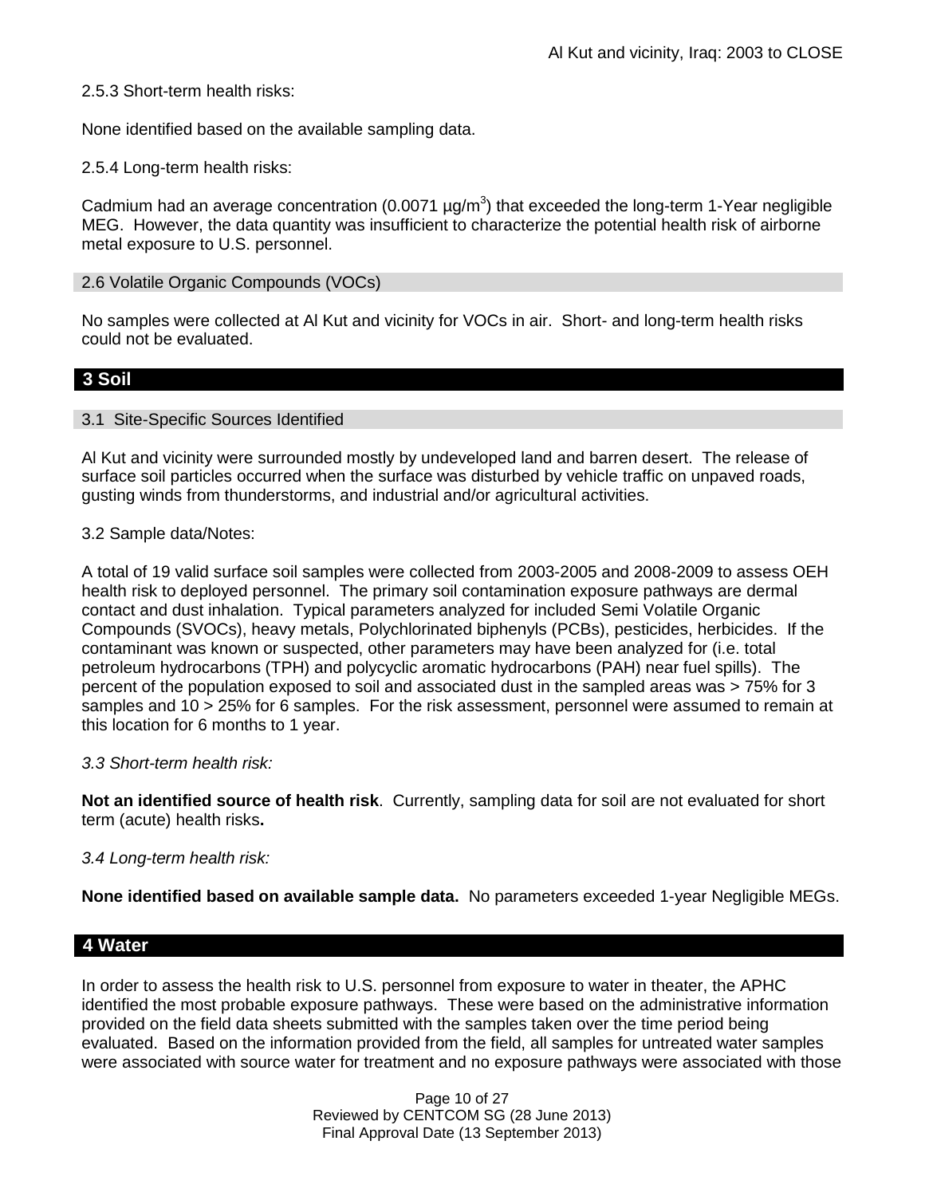2.5.3 Short-term health risks:

None identified based on the available sampling data.

2.5.4 Long-term health risks:

Cadmium had an average concentration (0.0071 µg/m$^3$) that exceeded the long-term 1-Year negligible MEG. However, the data quantity was insufficient to characterize the potential health risk of airborne metal exposure to U.S. personnel.

### 2.6 Volatile Organic Compounds (VOCs)

No samples were collected at Al Kut and vicinity for VOCs in air. Short- and long-term health risks could not be evaluated.

## 3 Soil

### 3.1 Site-Specific Sources Identified

Al Kut and vicinity were surrounded mostly by undeveloped land and barren desert. The release of surface soil particles occurred when the surface was disturbed by vehicle traffic on unpaved roads, gusting winds from thunderstorms, and industrial and/or agricultural activities.

3.2 Sample data/Notes:

A total of 19 valid surface soil samples were collected from 2003-2005 and 2008-2009 to assess OEH health risk to deployed personnel. The primary soil contamination exposure pathways are dermal contact and dust inhalation. Typical parameters analyzed for included Semi Volatile Organic Compounds (SVOCs), heavy metals, Polychlorinated biphenyls (PCBs), pesticides, herbicides. If the contaminant was known or suspected, other parameters may have been analyzed for (i.e. total petroleum hydrocarbons (TPH) and polycyclic aromatic hydrocarbons (PAH) near fuel spills). The percent of the population exposed to soil and associated dust in the sampled areas was > 75% for 3 samples and 10 > 25% for 6 samples. For the risk assessment, personnel were assumed to remain at this location for 6 months to 1 year.

*3.3 Short-term health risk:*

**Not an identified source of health risk**. Currently, sampling data for soil are not evaluated for short term (acute) health risks**.**

*3.4 Long-term health risk:*

**None identified based on available sample data.** No parameters exceeded 1-year Negligible MEGs.

## 4 Water

In order to assess the health risk to U.S. personnel from exposure to water in theater, the APHC identified the most probable exposure pathways. These were based on the administrative information provided on the field data sheets submitted with the samples taken over the time period being evaluated. Based on the information provided from the field, all samples for untreated water samples were associated with source water for treatment and no exposure pathways were associated with those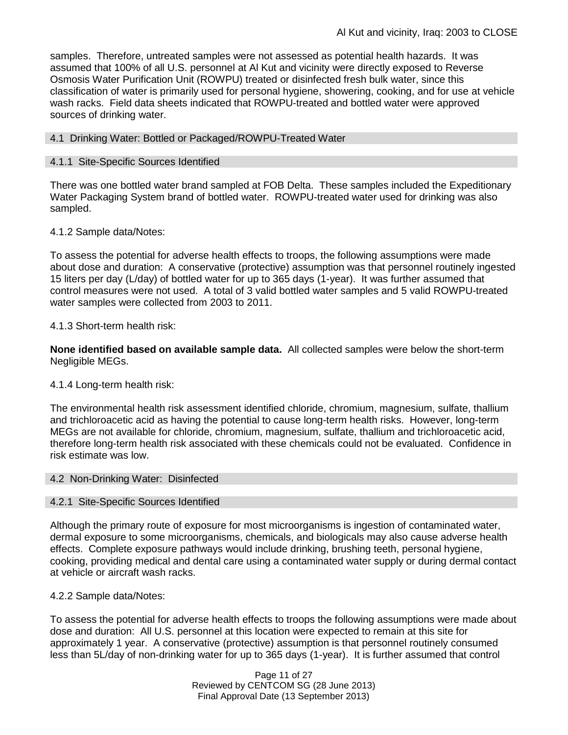samples. Therefore, untreated samples were not assessed as potential health hazards. It was assumed that 100% of all U.S. personnel at Al Kut and vicinity were directly exposed to Reverse Osmosis Water Purification Unit (ROWPU) treated or disinfected fresh bulk water, since this classification of water is primarily used for personal hygiene, showering, cooking, and for use at vehicle wash racks. Field data sheets indicated that ROWPU-treated and bottled water were approved sources of drinking water.

## 4.1 Drinking Water: Bottled or Packaged/ROWPU-Treated Water

### 4.1.1 Site-Specific Sources Identified

There was one bottled water brand sampled at FOB Delta. These samples included the Expeditionary Water Packaging System brand of bottled water. ROWPU-treated water used for drinking was also sampled.

4.1.2 Sample data/Notes:

To assess the potential for adverse health effects to troops, the following assumptions were made about dose and duration: A conservative (protective) assumption was that personnel routinely ingested 15 liters per day (L/day) of bottled water for up to 365 days (1-year). It was further assumed that control measures were not used. A total of 3 valid bottled water samples and 5 valid ROWPU-treated water samples were collected from 2003 to 2011.

4.1.3 Short-term health risk:

**None identified based on available sample data.** All collected samples were below the short-term Negligible MEGs.

4.1.4 Long-term health risk:

The environmental health risk assessment identified chloride, chromium, magnesium, sulfate, thallium and trichloroacetic acid as having the potential to cause long-term health risks. However, long-term MEGs are not available for chloride, chromium, magnesium, sulfate, thallium and trichloroacetic acid, therefore long-term health risk associated with these chemicals could not be evaluated. Confidence in risk estimate was low.

## 4.2 Non-Drinking Water: Disinfected

### 4.2.1 Site-Specific Sources Identified

Although the primary route of exposure for most microorganisms is ingestion of contaminated water, dermal exposure to some microorganisms, chemicals, and biologicals may also cause adverse health effects. Complete exposure pathways would include drinking, brushing teeth, personal hygiene, cooking, providing medical and dental care using a contaminated water supply or during dermal contact at vehicle or aircraft wash racks.

4.2.2 Sample data/Notes:

To assess the potential for adverse health effects to troops the following assumptions were made about dose and duration: All U.S. personnel at this location were expected to remain at this site for approximately 1 year. A conservative (protective) assumption is that personnel routinely consumed less than 5L/day of non-drinking water for up to 365 days (1-year). It is further assumed that control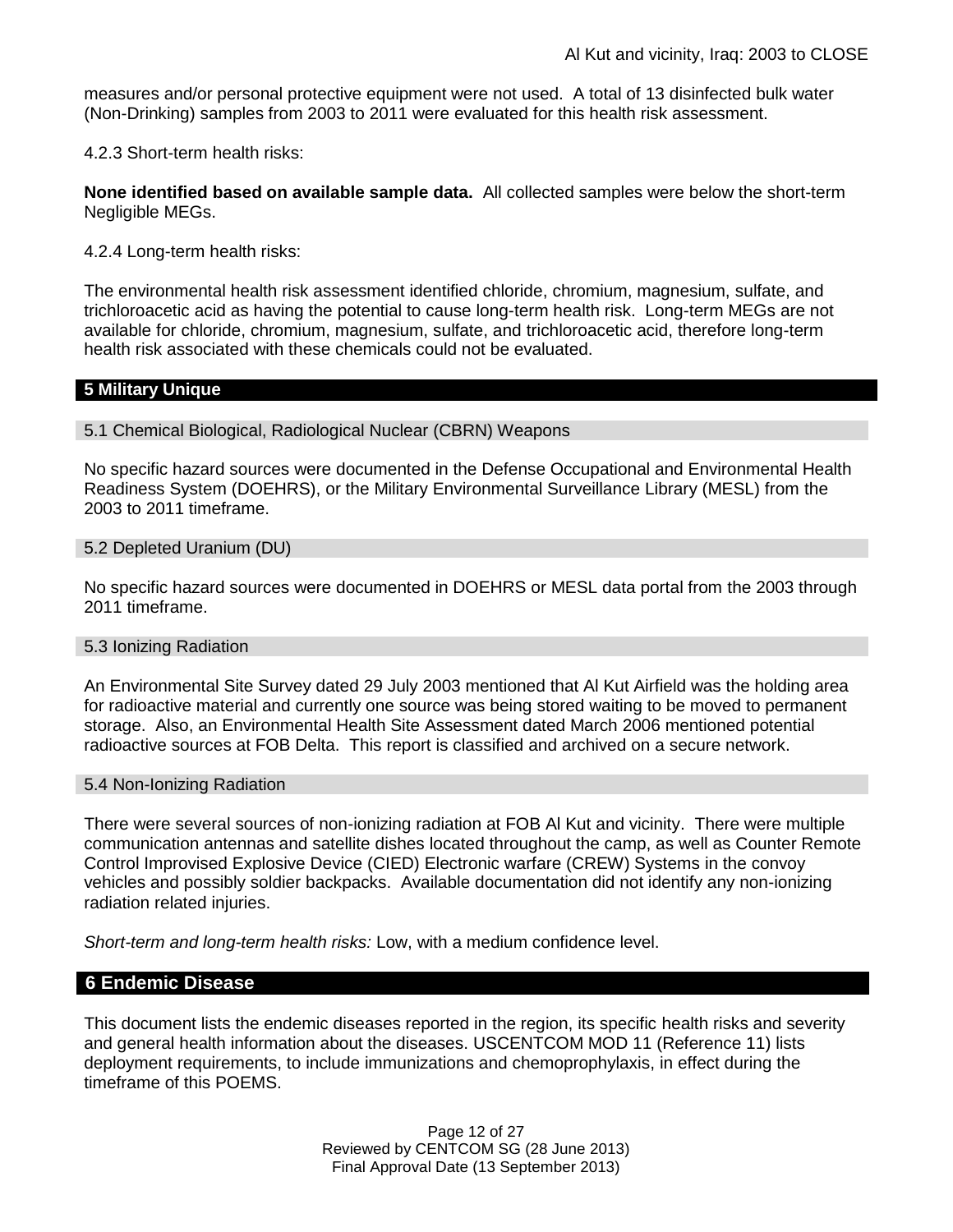measures and/or personal protective equipment were not used. A total of 13 disinfected bulk water (Non-Drinking) samples from 2003 to 2011 were evaluated for this health risk assessment.

4.2.3 Short-term health risks:

**None identified based on available sample data.** All collected samples were below the short-term Negligible MEGs.

4.2.4 Long-term health risks:

The environmental health risk assessment identified chloride, chromium, magnesium, sulfate, and trichloroacetic acid as having the potential to cause long-term health risk. Long-term MEGs are not available for chloride, chromium, magnesium, sulfate, and trichloroacetic acid, therefore long-term health risk associated with these chemicals could not be evaluated.

## 5 Military Unique

### 5.1 Chemical Biological, Radiological Nuclear (CBRN) Weapons

No specific hazard sources were documented in the Defense Occupational and Environmental Health Readiness System (DOEHRS), or the Military Environmental Surveillance Library (MESL) from the 2003 to 2011 timeframe.

### 5.2 Depleted Uranium (DU)

No specific hazard sources were documented in DOEHRS or MESL data portal from the 2003 through 2011 timeframe.

### 5.3 Ionizing Radiation

An Environmental Site Survey dated 29 July 2003 mentioned that Al Kut Airfield was the holding area for radioactive material and currently one source was being stored waiting to be moved to permanent storage. Also, an Environmental Health Site Assessment dated March 2006 mentioned potential radioactive sources at FOB Delta. This report is classified and archived on a secure network.

### 5.4 Non-Ionizing Radiation

There were several sources of non-ionizing radiation at FOB Al Kut and vicinity. There were multiple communication antennas and satellite dishes located throughout the camp, as well as Counter Remote Control Improvised Explosive Device (CIED) Electronic warfare (CREW) Systems in the convoy vehicles and possibly soldier backpacks. Available documentation did not identify any non-ionizing radiation related injuries.

*Short-term and long-term health risks:* Low, with a medium confidence level.

## 6 Endemic Disease

This document lists the endemic diseases reported in the region, its specific health risks and severity and general health information about the diseases. USCENTCOM MOD 11 (Reference 11) lists deployment requirements, to include immunizations and chemoprophylaxis, in effect during the timeframe of this POEMS.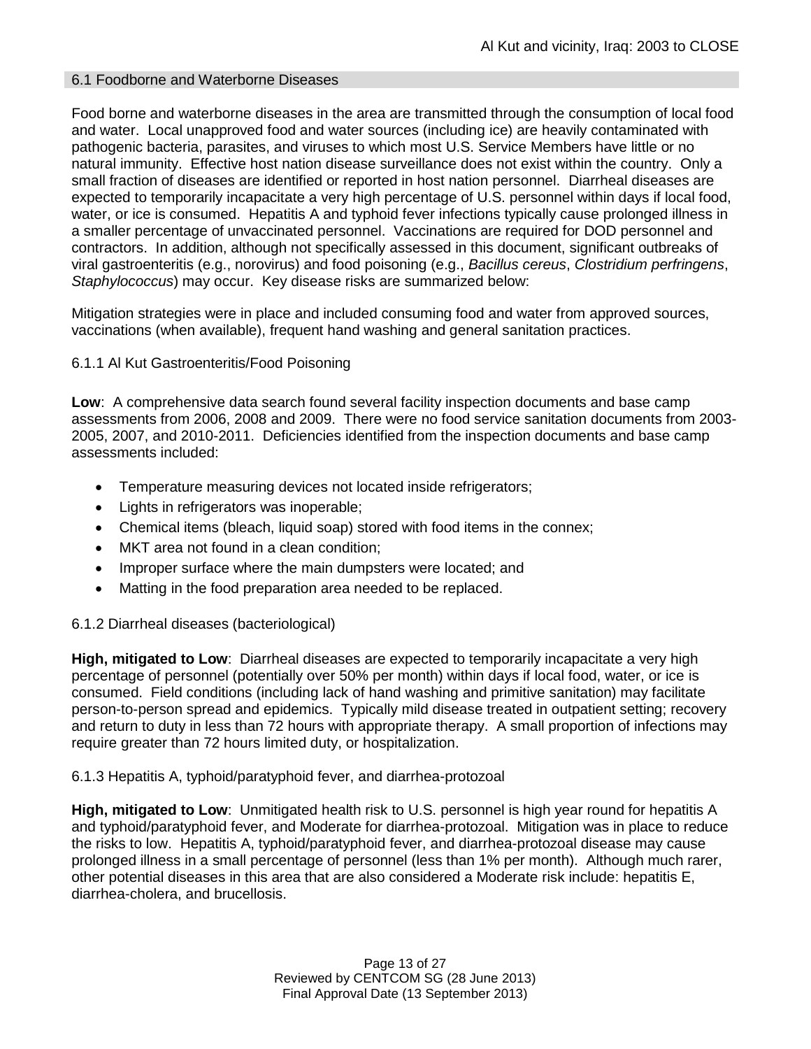## 6.1 Foodborne and Waterborne Diseases

Food borne and waterborne diseases in the area are transmitted through the consumption of local food and water. Local unapproved food and water sources (including ice) are heavily contaminated with pathogenic bacteria, parasites, and viruses to which most U.S. Service Members have little or no natural immunity. Effective host nation disease surveillance does not exist within the country. Only a small fraction of diseases are identified or reported in host nation personnel. Diarrheal diseases are expected to temporarily incapacitate a very high percentage of U.S. personnel within days if local food, water, or ice is consumed. Hepatitis A and typhoid fever infections typically cause prolonged illness in a smaller percentage of unvaccinated personnel. Vaccinations are required for DOD personnel and contractors. In addition, although not specifically assessed in this document, significant outbreaks of viral gastroenteritis (e.g., norovirus) and food poisoning (e.g., *Bacillus cereus*, *Clostridium perfringens*, *Staphylococcus*) may occur. Key disease risks are summarized below:

Mitigation strategies were in place and included consuming food and water from approved sources, vaccinations (when available), frequent hand washing and general sanitation practices.

### 6.1.1 Al Kut Gastroenteritis/Food Poisoning

**Low**: A comprehensive data search found several facility inspection documents and base camp assessments from 2006, 2008 and 2009. There were no food service sanitation documents from 2003-2005, 2007, and 2010-2011. Deficiencies identified from the inspection documents and base camp assessments included:

- Temperature measuring devices not located inside refrigerators;
- Lights in refrigerators was inoperable;
- Chemical items (bleach, liquid soap) stored with food items in the connex;
- MKT area not found in a clean condition;
- Improper surface where the main dumpsters were located; and
- Matting in the food preparation area needed to be replaced.

### 6.1.2 Diarrheal diseases (bacteriological)

**High, mitigated to Low**: Diarrheal diseases are expected to temporarily incapacitate a very high percentage of personnel (potentially over 50% per month) within days if local food, water, or ice is consumed. Field conditions (including lack of hand washing and primitive sanitation) may facilitate person-to-person spread and epidemics. Typically mild disease treated in outpatient setting; recovery and return to duty in less than 72 hours with appropriate therapy. A small proportion of infections may require greater than 72 hours limited duty, or hospitalization.

### 6.1.3 Hepatitis A, typhoid/paratyphoid fever, and diarrhea-protozoal

**High, mitigated to Low**: Unmitigated health risk to U.S. personnel is high year round for hepatitis A and typhoid/paratyphoid fever, and Moderate for diarrhea-protozoal. Mitigation was in place to reduce the risks to low. Hepatitis A, typhoid/paratyphoid fever, and diarrhea-protozoal disease may cause prolonged illness in a small percentage of personnel (less than 1% per month). Although much rarer, other potential diseases in this area that are also considered a Moderate risk include: hepatitis E, diarrhea-cholera, and brucellosis.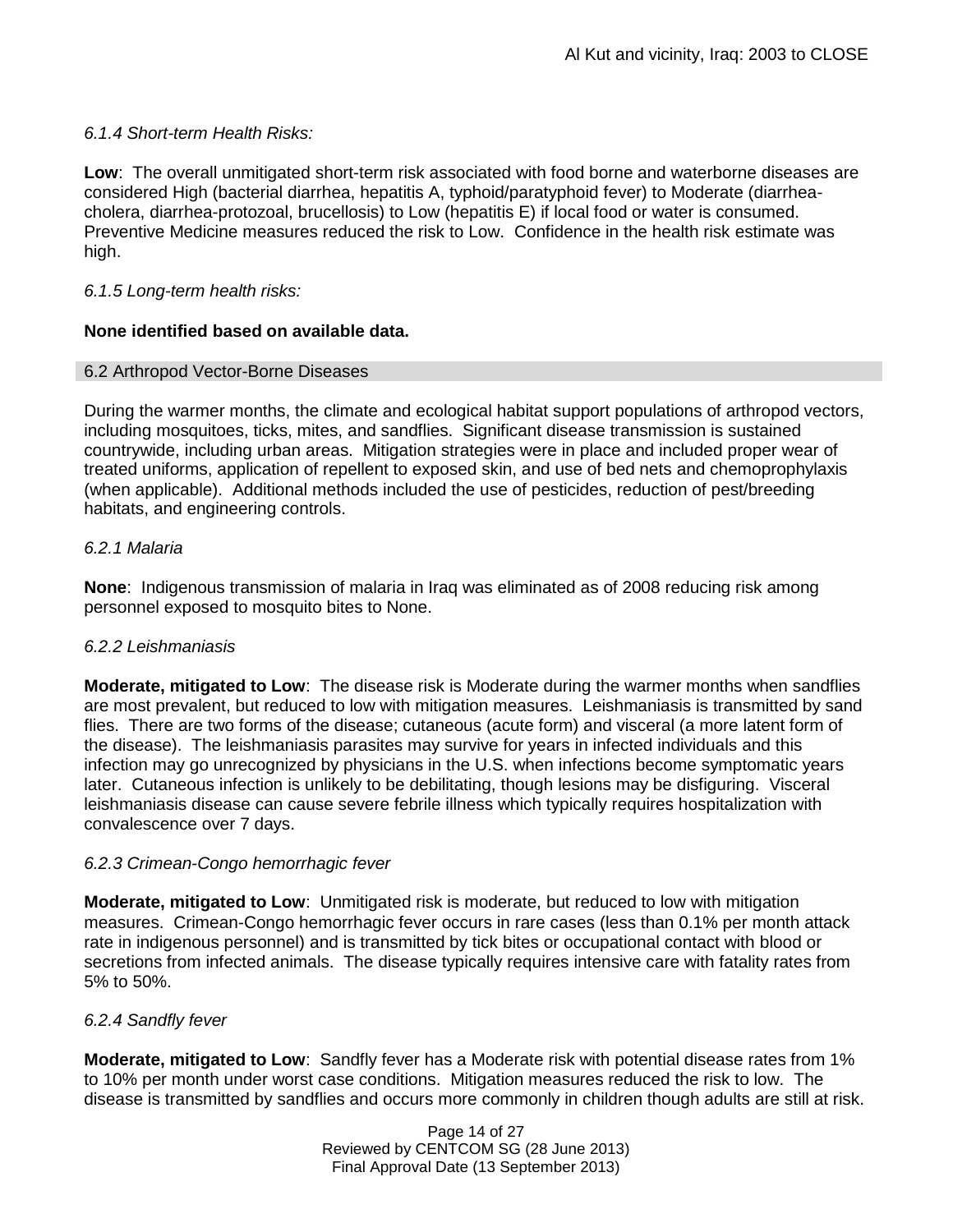*6.1.4 Short-term Health Risks:*

**Low**: The overall unmitigated short-term risk associated with food borne and waterborne diseases are considered High (bacterial diarrhea, hepatitis A, typhoid/paratyphoid fever) to Moderate (diarrhea-cholera, diarrhea-protozoal, brucellosis) to Low (hepatitis E) if local food or water is consumed. Preventive Medicine measures reduced the risk to Low. Confidence in the health risk estimate was high.

*6.1.5 Long-term health risks:*

**None identified based on available data.**

## 6.2 Arthropod Vector-Borne Diseases

During the warmer months, the climate and ecological habitat support populations of arthropod vectors, including mosquitoes, ticks, mites, and sandflies. Significant disease transmission is sustained countrywide, including urban areas. Mitigation strategies were in place and included proper wear of treated uniforms, application of repellent to exposed skin, and use of bed nets and chemoprophylaxis (when applicable). Additional methods included the use of pesticides, reduction of pest/breeding habitats, and engineering controls.

*6.2.1 Malaria*

**None**: Indigenous transmission of malaria in Iraq was eliminated as of 2008 reducing risk among personnel exposed to mosquito bites to None.

*6.2.2 Leishmaniasis*

**Moderate, mitigated to Low**: The disease risk is Moderate during the warmer months when sandflies are most prevalent, but reduced to low with mitigation measures. Leishmaniasis is transmitted by sand flies. There are two forms of the disease; cutaneous (acute form) and visceral (a more latent form of the disease). The leishmaniasis parasites may survive for years in infected individuals and this infection may go unrecognized by physicians in the U.S. when infections become symptomatic years later. Cutaneous infection is unlikely to be debilitating, though lesions may be disfiguring. Visceral leishmaniasis disease can cause severe febrile illness which typically requires hospitalization with convalescence over 7 days.

*6.2.3 Crimean-Congo hemorrhagic fever*

**Moderate, mitigated to Low**: Unmitigated risk is moderate, but reduced to low with mitigation measures. Crimean-Congo hemorrhagic fever occurs in rare cases (less than 0.1% per month attack rate in indigenous personnel) and is transmitted by tick bites or occupational contact with blood or secretions from infected animals. The disease typically requires intensive care with fatality rates from 5% to 50%.

*6.2.4 Sandfly fever*

**Moderate, mitigated to Low**: Sandfly fever has a Moderate risk with potential disease rates from 1% to 10% per month under worst case conditions. Mitigation measures reduced the risk to low. The disease is transmitted by sandflies and occurs more commonly in children though adults are still at risk.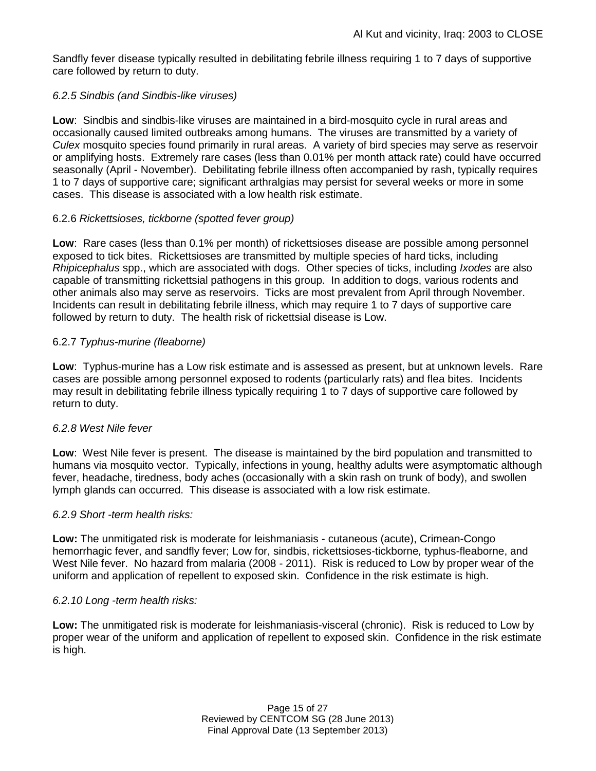Sandfly fever disease typically resulted in debilitating febrile illness requiring 1 to 7 days of supportive care followed by return to duty.

#### *6.2.5 Sindbis (and Sindbis-like viruses)*

**Low**: Sindbis and sindbis-like viruses are maintained in a bird-mosquito cycle in rural areas and occasionally caused limited outbreaks among humans. The viruses are transmitted by a variety of *Culex* mosquito species found primarily in rural areas. A variety of bird species may serve as reservoir or amplifying hosts. Extremely rare cases (less than 0.01% per month attack rate) could have occurred seasonally (April - November). Debilitating febrile illness often accompanied by rash, typically requires 1 to 7 days of supportive care; significant arthralgias may persist for several weeks or more in some cases. This disease is associated with a low health risk estimate.

#### 6.2.6 *Rickettsioses, tickborne (spotted fever group)*

**Low**: Rare cases (less than 0.1% per month) of rickettsioses disease are possible among personnel exposed to tick bites. Rickettsioses are transmitted by multiple species of hard ticks, including *Rhipicephalus* spp., which are associated with dogs. Other species of ticks, including *Ixodes* are also capable of transmitting rickettsial pathogens in this group. In addition to dogs, various rodents and other animals also may serve as reservoirs. Ticks are most prevalent from April through November. Incidents can result in debilitating febrile illness, which may require 1 to 7 days of supportive care followed by return to duty. The health risk of rickettsial disease is Low.

#### 6.2.7 *Typhus-murine (fleaborne)*

**Low**: Typhus-murine has a Low risk estimate and is assessed as present, but at unknown levels. Rare cases are possible among personnel exposed to rodents (particularly rats) and flea bites. Incidents may result in debilitating febrile illness typically requiring 1 to 7 days of supportive care followed by return to duty.

#### *6.2.8 West Nile fever*

**Low**: West Nile fever is present. The disease is maintained by the bird population and transmitted to humans via mosquito vector. Typically, infections in young, healthy adults were asymptomatic although fever, headache, tiredness, body aches (occasionally with a skin rash on trunk of body), and swollen lymph glands can occurred. This disease is associated with a low risk estimate.

#### *6.2.9 Short -term health risks:*

**Low:** The unmitigated risk is moderate for leishmaniasis - cutaneous (acute), Crimean-Congo hemorrhagic fever, and sandfly fever; Low for, sindbis, rickettsioses-tickborne*,* typhus-fleaborne, and West Nile fever. No hazard from malaria (2008 - 2011). Risk is reduced to Low by proper wear of the uniform and application of repellent to exposed skin. Confidence in the risk estimate is high.

#### *6.2.10 Long -term health risks:*

**Low:** The unmitigated risk is moderate for leishmaniasis-visceral (chronic). Risk is reduced to Low by proper wear of the uniform and application of repellent to exposed skin. Confidence in the risk estimate is high.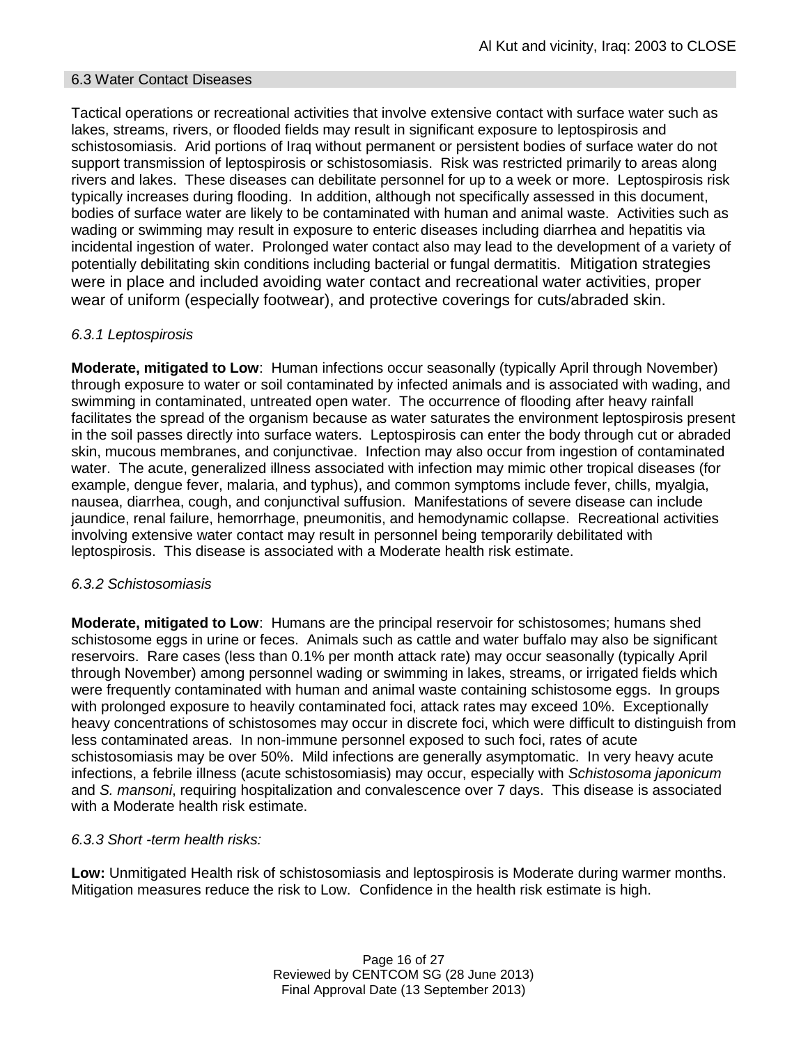## 6.3 Water Contact Diseases

Tactical operations or recreational activities that involve extensive contact with surface water such as lakes, streams, rivers, or flooded fields may result in significant exposure to leptospirosis and schistosomiasis. Arid portions of Iraq without permanent or persistent bodies of surface water do not support transmission of leptospirosis or schistosomiasis. Risk was restricted primarily to areas along rivers and lakes. These diseases can debilitate personnel for up to a week or more. Leptospirosis risk typically increases during flooding. In addition, although not specifically assessed in this document, bodies of surface water are likely to be contaminated with human and animal waste. Activities such as wading or swimming may result in exposure to enteric diseases including diarrhea and hepatitis via incidental ingestion of water. Prolonged water contact also may lead to the development of a variety of potentially debilitating skin conditions including bacterial or fungal dermatitis. Mitigation strategies were in place and included avoiding water contact and recreational water activities, proper wear of uniform (especially footwear), and protective coverings for cuts/abraded skin.

### *6.3.1 Leptospirosis*

**Moderate, mitigated to Low**: Human infections occur seasonally (typically April through November) through exposure to water or soil contaminated by infected animals and is associated with wading, and swimming in contaminated, untreated open water. The occurrence of flooding after heavy rainfall facilitates the spread of the organism because as water saturates the environment leptospirosis present in the soil passes directly into surface waters. Leptospirosis can enter the body through cut or abraded skin, mucous membranes, and conjunctivae. Infection may also occur from ingestion of contaminated water. The acute, generalized illness associated with infection may mimic other tropical diseases (for example, dengue fever, malaria, and typhus), and common symptoms include fever, chills, myalgia, nausea, diarrhea, cough, and conjunctival suffusion. Manifestations of severe disease can include jaundice, renal failure, hemorrhage, pneumonitis, and hemodynamic collapse. Recreational activities involving extensive water contact may result in personnel being temporarily debilitated with leptospirosis. This disease is associated with a Moderate health risk estimate.

### *6.3.2 Schistosomiasis*

**Moderate, mitigated to Low**: Humans are the principal reservoir for schistosomes; humans shed schistosome eggs in urine or feces. Animals such as cattle and water buffalo may also be significant reservoirs. Rare cases (less than 0.1% per month attack rate) may occur seasonally (typically April through November) among personnel wading or swimming in lakes, streams, or irrigated fields which were frequently contaminated with human and animal waste containing schistosome eggs. In groups with prolonged exposure to heavily contaminated foci, attack rates may exceed 10%. Exceptionally heavy concentrations of schistosomes may occur in discrete foci, which were difficult to distinguish from less contaminated areas. In non-immune personnel exposed to such foci, rates of acute schistosomiasis may be over 50%. Mild infections are generally asymptomatic. In very heavy acute infections, a febrile illness (acute schistosomiasis) may occur, especially with *Schistosoma japonicum* and *S. mansoni*, requiring hospitalization and convalescence over 7 days. This disease is associated with a Moderate health risk estimate.

### *6.3.3 Short -term health risks:*

**Low:** Unmitigated Health risk of schistosomiasis and leptospirosis is Moderate during warmer months. Mitigation measures reduce the risk to Low. Confidence in the health risk estimate is high.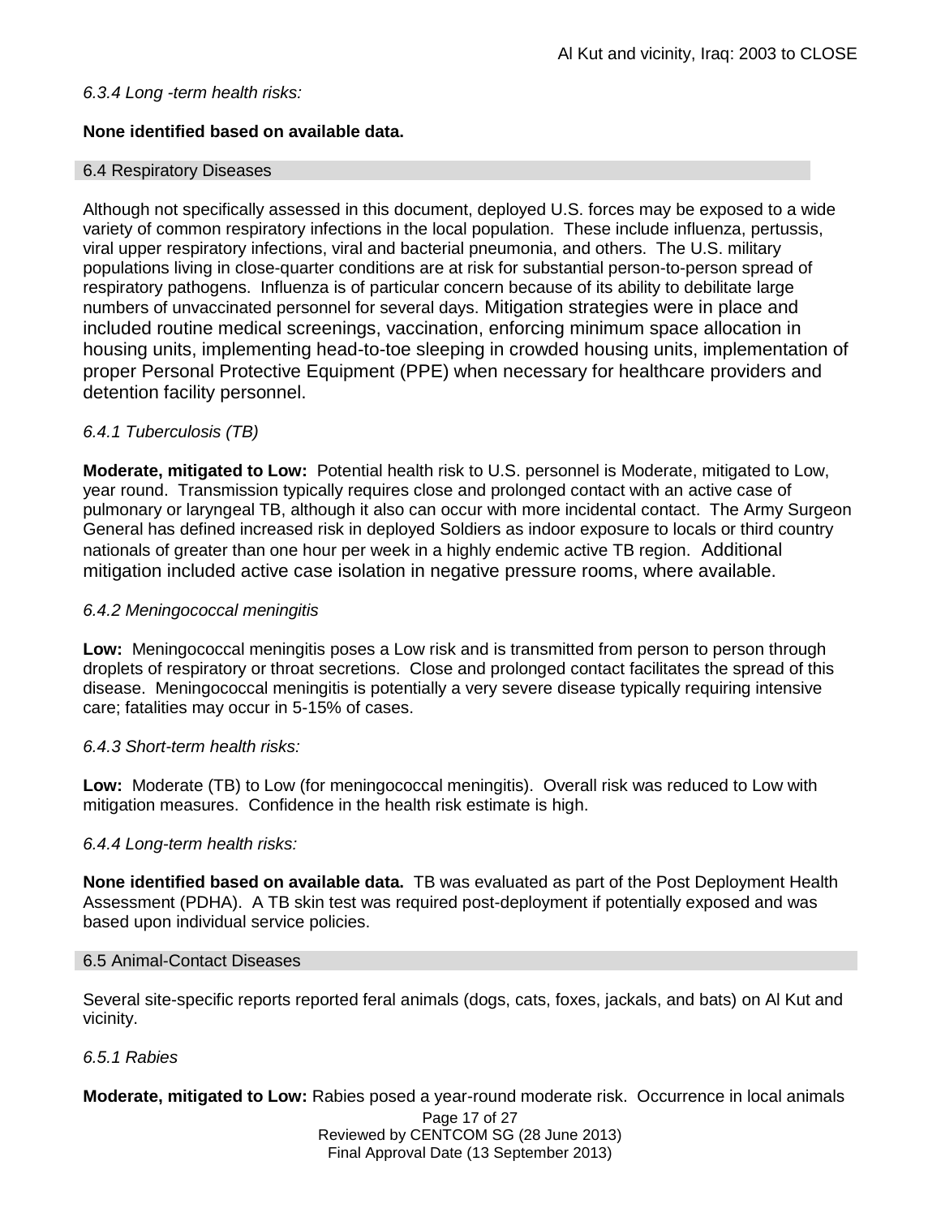*6.3.4 Long -term health risks:*

**None identified based on available data.**

## 6.4 Respiratory Diseases

Although not specifically assessed in this document, deployed U.S. forces may be exposed to a wide variety of common respiratory infections in the local population. These include influenza, pertussis, viral upper respiratory infections, viral and bacterial pneumonia, and others. The U.S. military populations living in close-quarter conditions are at risk for substantial person-to-person spread of respiratory pathogens. Influenza is of particular concern because of its ability to debilitate large numbers of unvaccinated personnel for several days. Mitigation strategies were in place and included routine medical screenings, vaccination, enforcing minimum space allocation in housing units, implementing head-to-toe sleeping in crowded housing units, implementation of proper Personal Protective Equipment (PPE) when necessary for healthcare providers and detention facility personnel.

*6.4.1 Tuberculosis (TB)*

**Moderate, mitigated to Low:** Potential health risk to U.S. personnel is Moderate, mitigated to Low, year round. Transmission typically requires close and prolonged contact with an active case of pulmonary or laryngeal TB, although it also can occur with more incidental contact. The Army Surgeon General has defined increased risk in deployed Soldiers as indoor exposure to locals or third country nationals of greater than one hour per week in a highly endemic active TB region. Additional mitigation included active case isolation in negative pressure rooms, where available.

*6.4.2 Meningococcal meningitis*

**Low:** Meningococcal meningitis poses a Low risk and is transmitted from person to person through droplets of respiratory or throat secretions. Close and prolonged contact facilitates the spread of this disease. Meningococcal meningitis is potentially a very severe disease typically requiring intensive care; fatalities may occur in 5-15% of cases.

*6.4.3 Short-term health risks:*

**Low:** Moderate (TB) to Low (for meningococcal meningitis). Overall risk was reduced to Low with mitigation measures. Confidence in the health risk estimate is high.

*6.4.4 Long-term health risks:*

**None identified based on available data.** TB was evaluated as part of the Post Deployment Health Assessment (PDHA). A TB skin test was required post-deployment if potentially exposed and was based upon individual service policies.

## 6.5 Animal-Contact Diseases

Several site-specific reports reported feral animals (dogs, cats, foxes, jackals, and bats) on Al Kut and vicinity.

*6.5.1 Rabies*

**Moderate, mitigated to Low:** Rabies posed a year-round moderate risk. Occurrence in local animals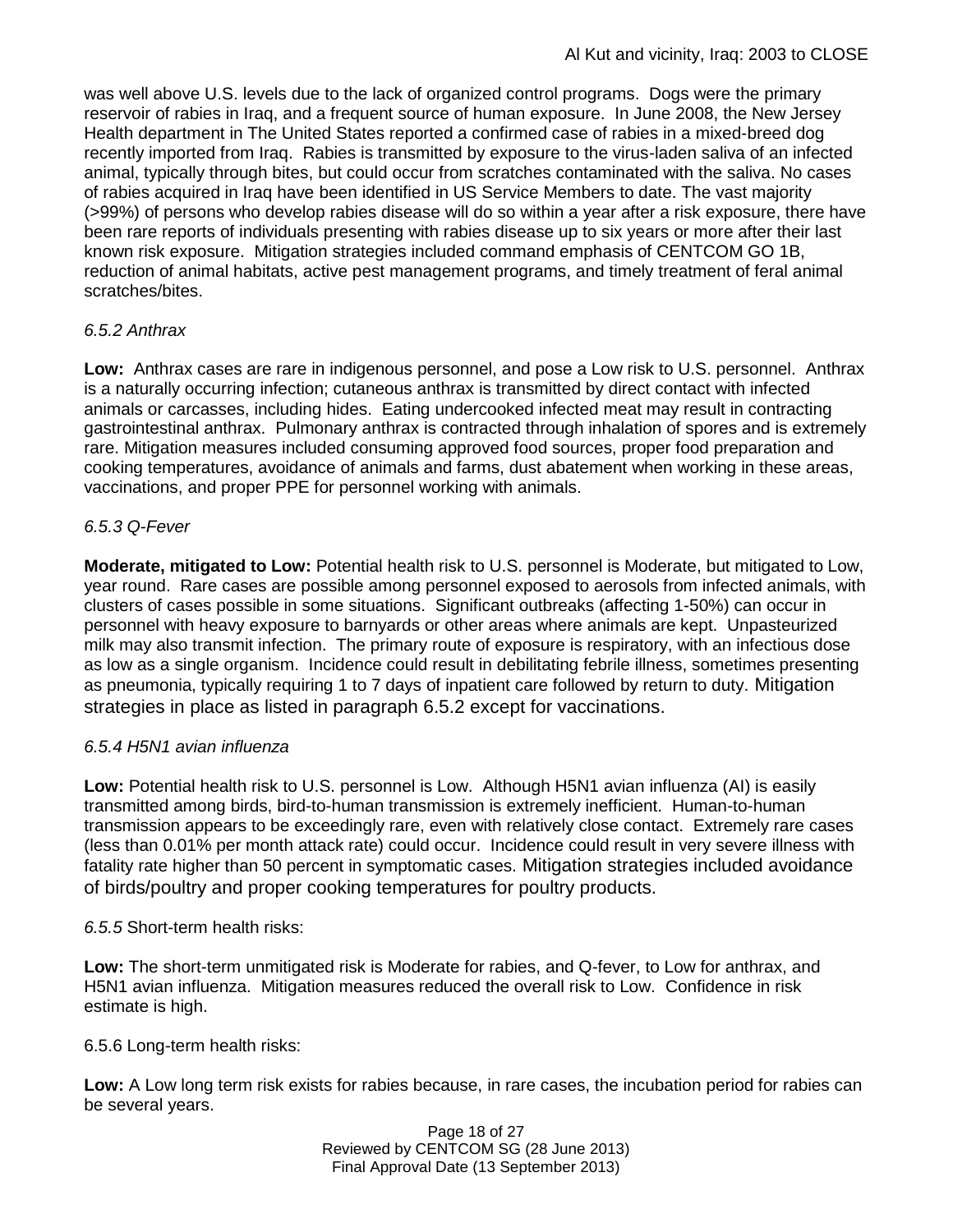was well above U.S. levels due to the lack of organized control programs. Dogs were the primary reservoir of rabies in Iraq, and a frequent source of human exposure. In June 2008, the New Jersey Health department in The United States reported a confirmed case of rabies in a mixed-breed dog recently imported from Iraq. Rabies is transmitted by exposure to the virus-laden saliva of an infected animal, typically through bites, but could occur from scratches contaminated with the saliva. No cases of rabies acquired in Iraq have been identified in US Service Members to date. The vast majority (>99%) of persons who develop rabies disease will do so within a year after a risk exposure, there have been rare reports of individuals presenting with rabies disease up to six years or more after their last known risk exposure. Mitigation strategies included command emphasis of CENTCOM GO 1B, reduction of animal habitats, active pest management programs, and timely treatment of feral animal scratches/bites.

*6.5.2 Anthrax*

**Low:** Anthrax cases are rare in indigenous personnel, and pose a Low risk to U.S. personnel. Anthrax is a naturally occurring infection; cutaneous anthrax is transmitted by direct contact with infected animals or carcasses, including hides. Eating undercooked infected meat may result in contracting gastrointestinal anthrax. Pulmonary anthrax is contracted through inhalation of spores and is extremely rare. Mitigation measures included consuming approved food sources, proper food preparation and cooking temperatures, avoidance of animals and farms, dust abatement when working in these areas, vaccinations, and proper PPE for personnel working with animals.

*6.5.3 Q-Fever*

**Moderate, mitigated to Low:** Potential health risk to U.S. personnel is Moderate, but mitigated to Low, year round. Rare cases are possible among personnel exposed to aerosols from infected animals, with clusters of cases possible in some situations. Significant outbreaks (affecting 1-50%) can occur in personnel with heavy exposure to barnyards or other areas where animals are kept. Unpasteurized milk may also transmit infection. The primary route of exposure is respiratory, with an infectious dose as low as a single organism. Incidence could result in debilitating febrile illness, sometimes presenting as pneumonia, typically requiring 1 to 7 days of inpatient care followed by return to duty. Mitigation strategies in place as listed in paragraph 6.5.2 except for vaccinations.

*6.5.4 H5N1 avian influenza*

**Low:** Potential health risk to U.S. personnel is Low. Although H5N1 avian influenza (AI) is easily transmitted among birds, bird-to-human transmission is extremely inefficient. Human-to-human transmission appears to be exceedingly rare, even with relatively close contact. Extremely rare cases (less than 0.01% per month attack rate) could occur. Incidence could result in very severe illness with fatality rate higher than 50 percent in symptomatic cases. Mitigation strategies included avoidance of birds/poultry and proper cooking temperatures for poultry products.

*6.5.5* Short-term health risks:

**Low:** The short-term unmitigated risk is Moderate for rabies, and Q-fever, to Low for anthrax, and H5N1 avian influenza. Mitigation measures reduced the overall risk to Low. Confidence in risk estimate is high.

6.5.6 Long-term health risks:

**Low:** A Low long term risk exists for rabies because, in rare cases, the incubation period for rabies can be several years.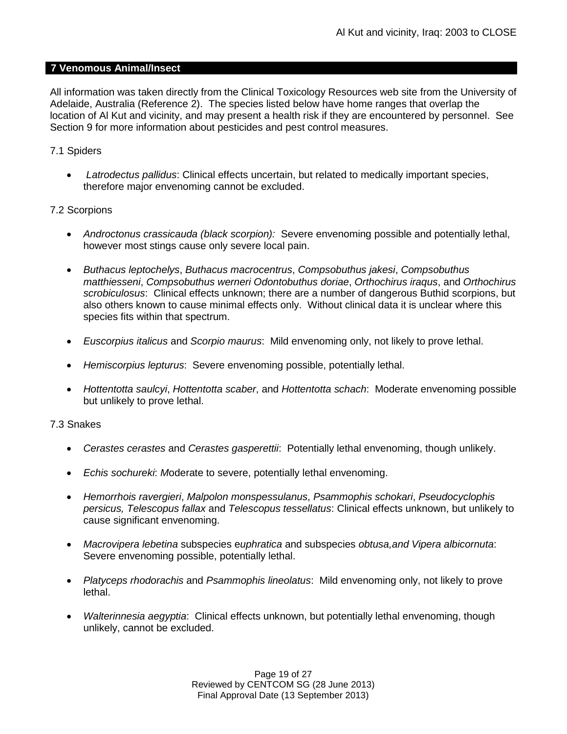## 7 Venomous Animal/Insect

All information was taken directly from the Clinical Toxicology Resources web site from the University of Adelaide, Australia (Reference 2). The species listed below have home ranges that overlap the location of Al Kut and vicinity, and may present a health risk if they are encountered by personnel. See Section 9 for more information about pesticides and pest control measures.

### 7.1 Spiders

- *Latrodectus pallidus*: Clinical effects uncertain, but related to medically important species, therefore major envenoming cannot be excluded.

### 7.2 Scorpions

- *Androctonus crassicauda (black scorpion):* Severe envenoming possible and potentially lethal, however most stings cause only severe local pain.
- *Buthacus leptochelys*, *Buthacus macrocentrus*, *Compsobuthus jakesi*, *Compsobuthus matthiesseni*, *Compsobuthus werneri Odontobuthus doriae*, *Orthochirus iraqus*, and *Orthochirus scrobiculosus*: Clinical effects unknown; there are a number of dangerous Buthid scorpions, but also others known to cause minimal effects only. Without clinical data it is unclear where this species fits within that spectrum.
- *Euscorpius italicus* and *Scorpio maurus*: Mild envenoming only, not likely to prove lethal.
- *Hemiscorpius lepturus*: Severe envenoming possible, potentially lethal.
- *Hottentotta saulcyi*, *Hottentotta scaber*, and *Hottentotta schach*: Moderate envenoming possible but unlikely to prove lethal.

### 7.3 Snakes

- *Cerastes cerastes* and *Cerastes gasperettii*: Potentially lethal envenoming, though unlikely.
- *Echis sochureki*: *M*oderate to severe, potentially lethal envenoming.
- *Hemorrhois ravergieri*, *Malpolon monspessulanus*, *Psammophis schokari*, *Pseudocyclophis persicus, Telescopus fallax* and *Telescopus tessellatus*: Clinical effects unknown, but unlikely to cause significant envenoming.
- *Macrovipera lebetina* subspecies e*uphratica* and subspecies *obtusa,and Vipera albicornuta*: Severe envenoming possible, potentially lethal.
- *Platyceps rhodorachis* and *Psammophis lineolatus*: Mild envenoming only, not likely to prove lethal.
- *Walterinnesia aegyptia*: Clinical effects unknown, but potentially lethal envenoming, though unlikely, cannot be excluded.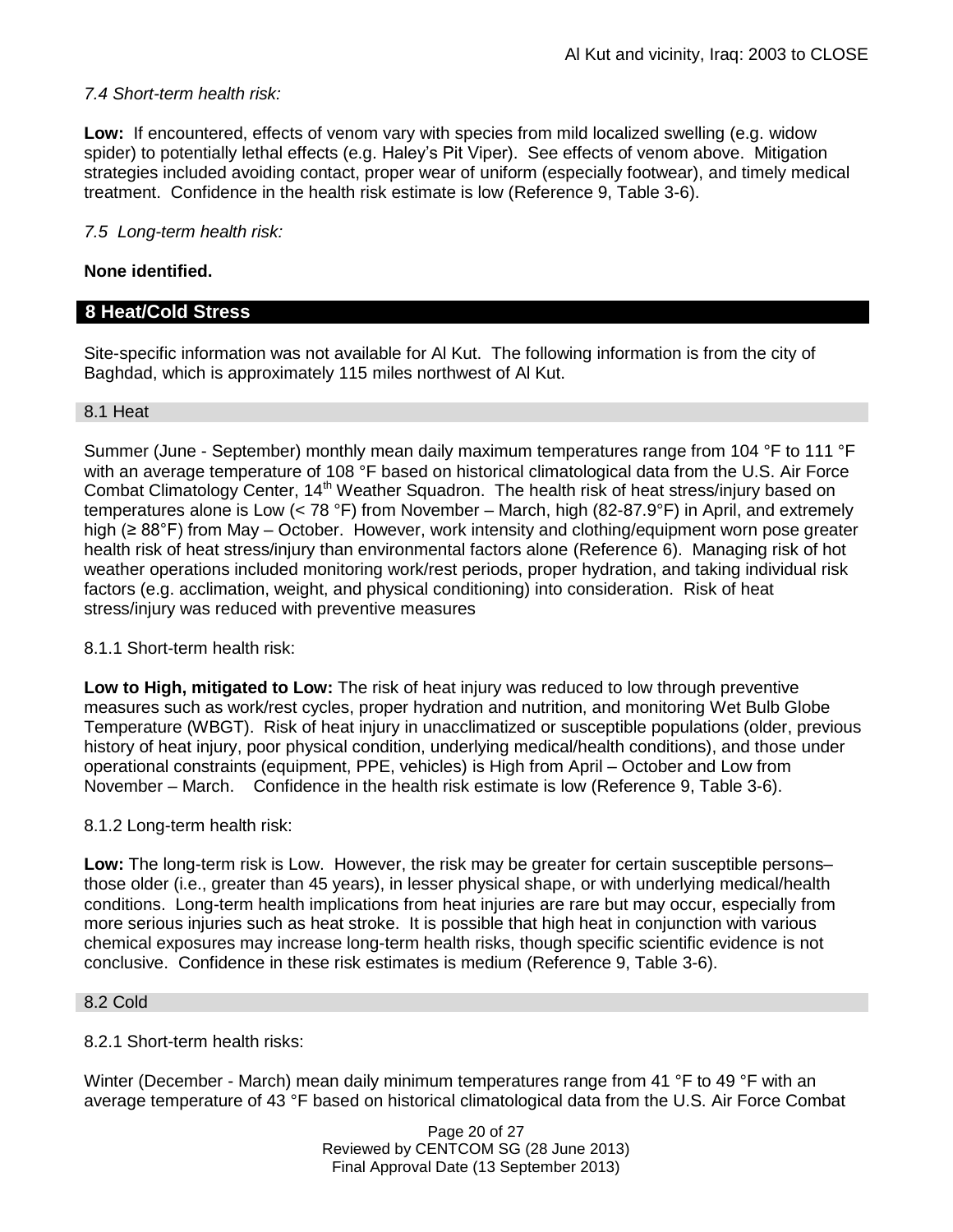*7.4 Short-term health risk:*

**Low:** If encountered, effects of venom vary with species from mild localized swelling (e.g. widow spider) to potentially lethal effects (e.g. Haley's Pit Viper). See effects of venom above. Mitigation strategies included avoiding contact, proper wear of uniform (especially footwear), and timely medical treatment. Confidence in the health risk estimate is low (Reference 9, Table 3-6).

*7.5 Long-term health risk:*

**None identified.**

## 8 Heat/Cold Stress

Site-specific information was not available for Al Kut. The following information is from the city of Baghdad, which is approximately 115 miles northwest of Al Kut.

### 8.1 Heat

Summer (June - September) monthly mean daily maximum temperatures range from 104 °F to 111 °F with an average temperature of 108 °F based on historical climatological data from the U.S. Air Force Combat Climatology Center, 14th Weather Squadron. The health risk of heat stress/injury based on temperatures alone is Low (< 78 °F) from November – March, high (82-87.9°F) in April, and extremely high (≥ 88°F) from May – October. However, work intensity and clothing/equipment worn pose greater health risk of heat stress/injury than environmental factors alone (Reference 6). Managing risk of hot weather operations included monitoring work/rest periods, proper hydration, and taking individual risk factors (e.g. acclimation, weight, and physical conditioning) into consideration. Risk of heat stress/injury was reduced with preventive measures

8.1.1 Short-term health risk:

**Low to High, mitigated to Low:** The risk of heat injury was reduced to low through preventive measures such as work/rest cycles, proper hydration and nutrition, and monitoring Wet Bulb Globe Temperature (WBGT). Risk of heat injury in unacclimatized or susceptible populations (older, previous history of heat injury, poor physical condition, underlying medical/health conditions), and those under operational constraints (equipment, PPE, vehicles) is High from April – October and Low from November – March. Confidence in the health risk estimate is low (Reference 9, Table 3-6).

8.1.2 Long-term health risk:

**Low:** The long-term risk is Low. However, the risk may be greater for certain susceptible persons– those older (i.e., greater than 45 years), in lesser physical shape, or with underlying medical/health conditions. Long-term health implications from heat injuries are rare but may occur, especially from more serious injuries such as heat stroke. It is possible that high heat in conjunction with various chemical exposures may increase long-term health risks, though specific scientific evidence is not conclusive. Confidence in these risk estimates is medium (Reference 9, Table 3-6).

### 8.2 Cold

8.2.1 Short-term health risks:

Winter (December - March) mean daily minimum temperatures range from 41 °F to 49 °F with an average temperature of 43 °F based on historical climatological data from the U.S. Air Force Combat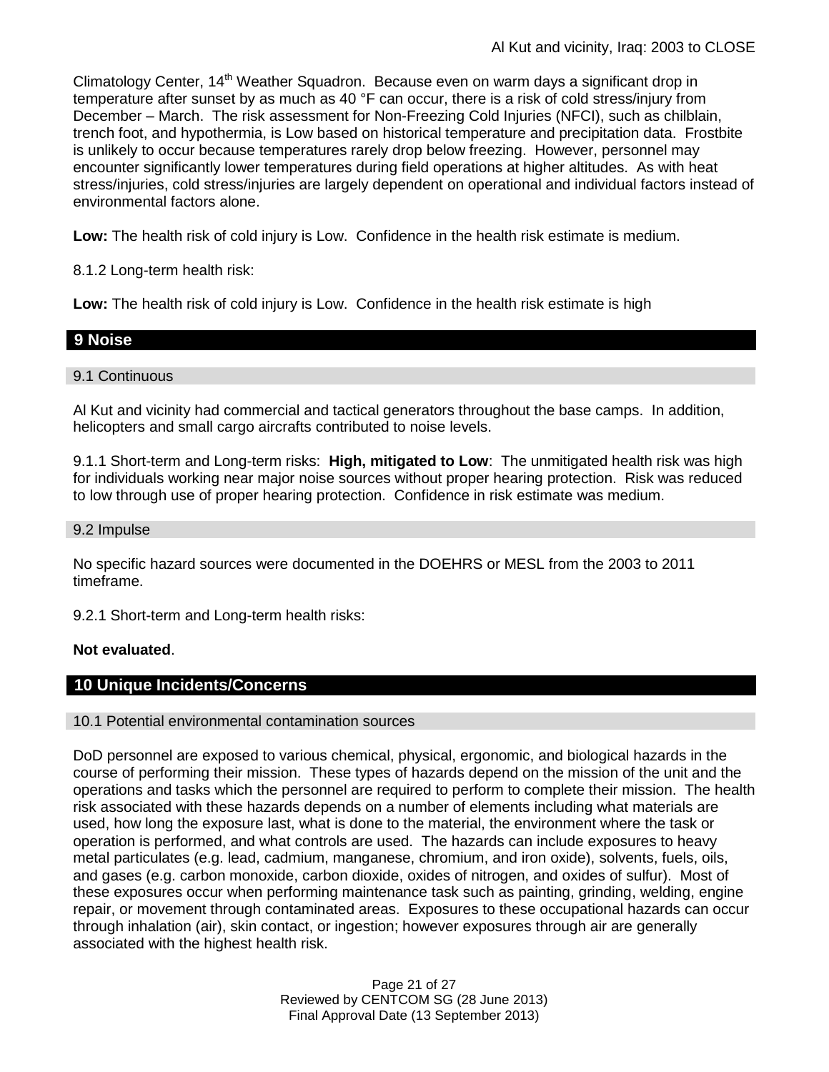Climatology Center, 14th Weather Squadron. Because even on warm days a significant drop in temperature after sunset by as much as 40 °F can occur, there is a risk of cold stress/injury from December – March. The risk assessment for Non-Freezing Cold Injuries (NFCI), such as chilblain, trench foot, and hypothermia, is Low based on historical temperature and precipitation data. Frostbite is unlikely to occur because temperatures rarely drop below freezing. However, personnel may encounter significantly lower temperatures during field operations at higher altitudes. As with heat stress/injuries, cold stress/injuries are largely dependent on operational and individual factors instead of environmental factors alone.

**Low:** The health risk of cold injury is Low. Confidence in the health risk estimate is medium.

8.1.2 Long-term health risk:

**Low:** The health risk of cold injury is Low. Confidence in the health risk estimate is high

## 9 Noise

### 9.1 Continuous

Al Kut and vicinity had commercial and tactical generators throughout the base camps. In addition, helicopters and small cargo aircrafts contributed to noise levels.

9.1.1 Short-term and Long-term risks: **High, mitigated to Low**: The unmitigated health risk was high for individuals working near major noise sources without proper hearing protection. Risk was reduced to low through use of proper hearing protection. Confidence in risk estimate was medium.

### 9.2 Impulse

No specific hazard sources were documented in the DOEHRS or MESL from the 2003 to 2011 timeframe.

9.2.1 Short-term and Long-term health risks:

**Not evaluated**.

## 10 Unique Incidents/Concerns

### 10.1 Potential environmental contamination sources

DoD personnel are exposed to various chemical, physical, ergonomic, and biological hazards in the course of performing their mission. These types of hazards depend on the mission of the unit and the operations and tasks which the personnel are required to perform to complete their mission. The health risk associated with these hazards depends on a number of elements including what materials are used, how long the exposure last, what is done to the material, the environment where the task or operation is performed, and what controls are used. The hazards can include exposures to heavy metal particulates (e.g. lead, cadmium, manganese, chromium, and iron oxide), solvents, fuels, oils, and gases (e.g. carbon monoxide, carbon dioxide, oxides of nitrogen, and oxides of sulfur). Most of these exposures occur when performing maintenance task such as painting, grinding, welding, engine repair, or movement through contaminated areas. Exposures to these occupational hazards can occur through inhalation (air), skin contact, or ingestion; however exposures through air are generally associated with the highest health risk.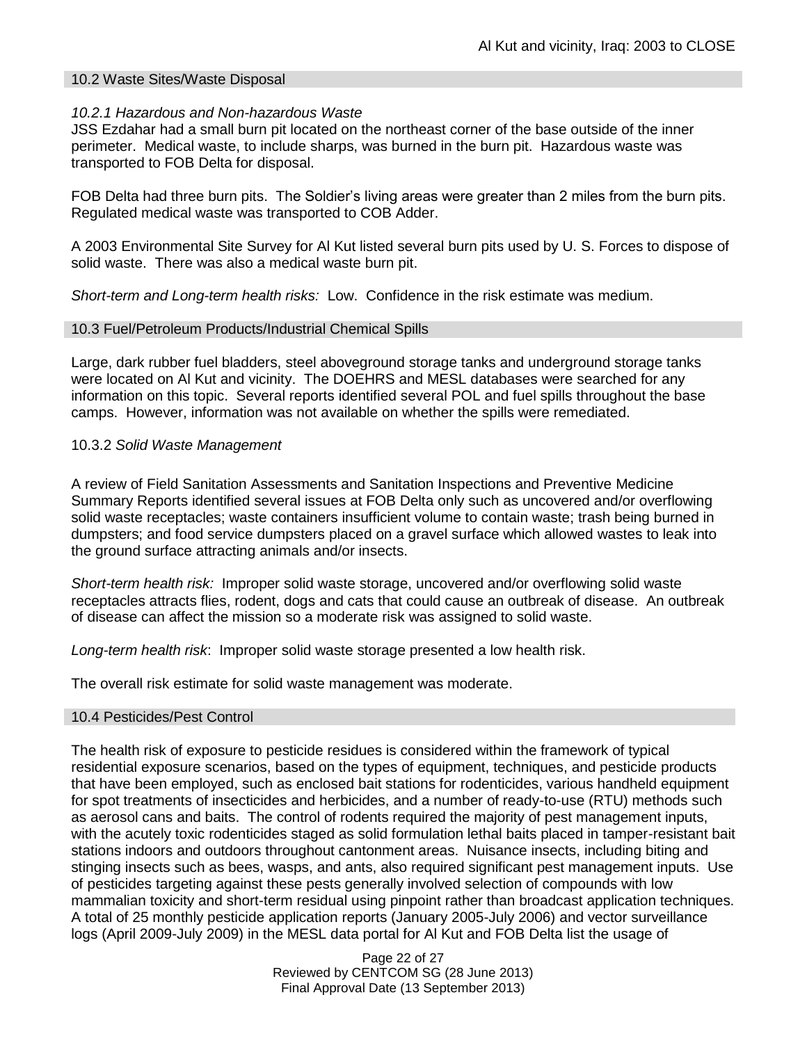## 10.2 Waste Sites/Waste Disposal

### *10.2.1 Hazardous and Non-hazardous Waste*

JSS Ezdahar had a small burn pit located on the northeast corner of the base outside of the inner perimeter. Medical waste, to include sharps, was burned in the burn pit. Hazardous waste was transported to FOB Delta for disposal.

FOB Delta had three burn pits. The Soldier's living areas were greater than 2 miles from the burn pits. Regulated medical waste was transported to COB Adder.

A 2003 Environmental Site Survey for Al Kut listed several burn pits used by U. S. Forces to dispose of solid waste. There was also a medical waste burn pit.

*Short-term and Long-term health risks:* Low. Confidence in the risk estimate was medium.

## 10.3 Fuel/Petroleum Products/Industrial Chemical Spills

Large, dark rubber fuel bladders, steel aboveground storage tanks and underground storage tanks were located on Al Kut and vicinity. The DOEHRS and MESL databases were searched for any information on this topic. Several reports identified several POL and fuel spills throughout the base camps. However, information was not available on whether the spills were remediated.

### 10.3.2 *Solid Waste Management*

A review of Field Sanitation Assessments and Sanitation Inspections and Preventive Medicine Summary Reports identified several issues at FOB Delta only such as uncovered and/or overflowing solid waste receptacles; waste containers insufficient volume to contain waste; trash being burned in dumpsters; and food service dumpsters placed on a gravel surface which allowed wastes to leak into the ground surface attracting animals and/or insects.

*Short-term health risk:* Improper solid waste storage, uncovered and/or overflowing solid waste receptacles attracts flies, rodent, dogs and cats that could cause an outbreak of disease. An outbreak of disease can affect the mission so a moderate risk was assigned to solid waste.

*Long-term health risk*: Improper solid waste storage presented a low health risk.

The overall risk estimate for solid waste management was moderate.

## 10.4 Pesticides/Pest Control

The health risk of exposure to pesticide residues is considered within the framework of typical residential exposure scenarios, based on the types of equipment, techniques, and pesticide products that have been employed, such as enclosed bait stations for rodenticides, various handheld equipment for spot treatments of insecticides and herbicides, and a number of ready-to-use (RTU) methods such as aerosol cans and baits. The control of rodents required the majority of pest management inputs, with the acutely toxic rodenticides staged as solid formulation lethal baits placed in tamper-resistant bait stations indoors and outdoors throughout cantonment areas. Nuisance insects, including biting and stinging insects such as bees, wasps, and ants, also required significant pest management inputs. Use of pesticides targeting against these pests generally involved selection of compounds with low mammalian toxicity and short-term residual using pinpoint rather than broadcast application techniques. A total of 25 monthly pesticide application reports (January 2005-July 2006) and vector surveillance logs (April 2009-July 2009) in the MESL data portal for Al Kut and FOB Delta list the usage of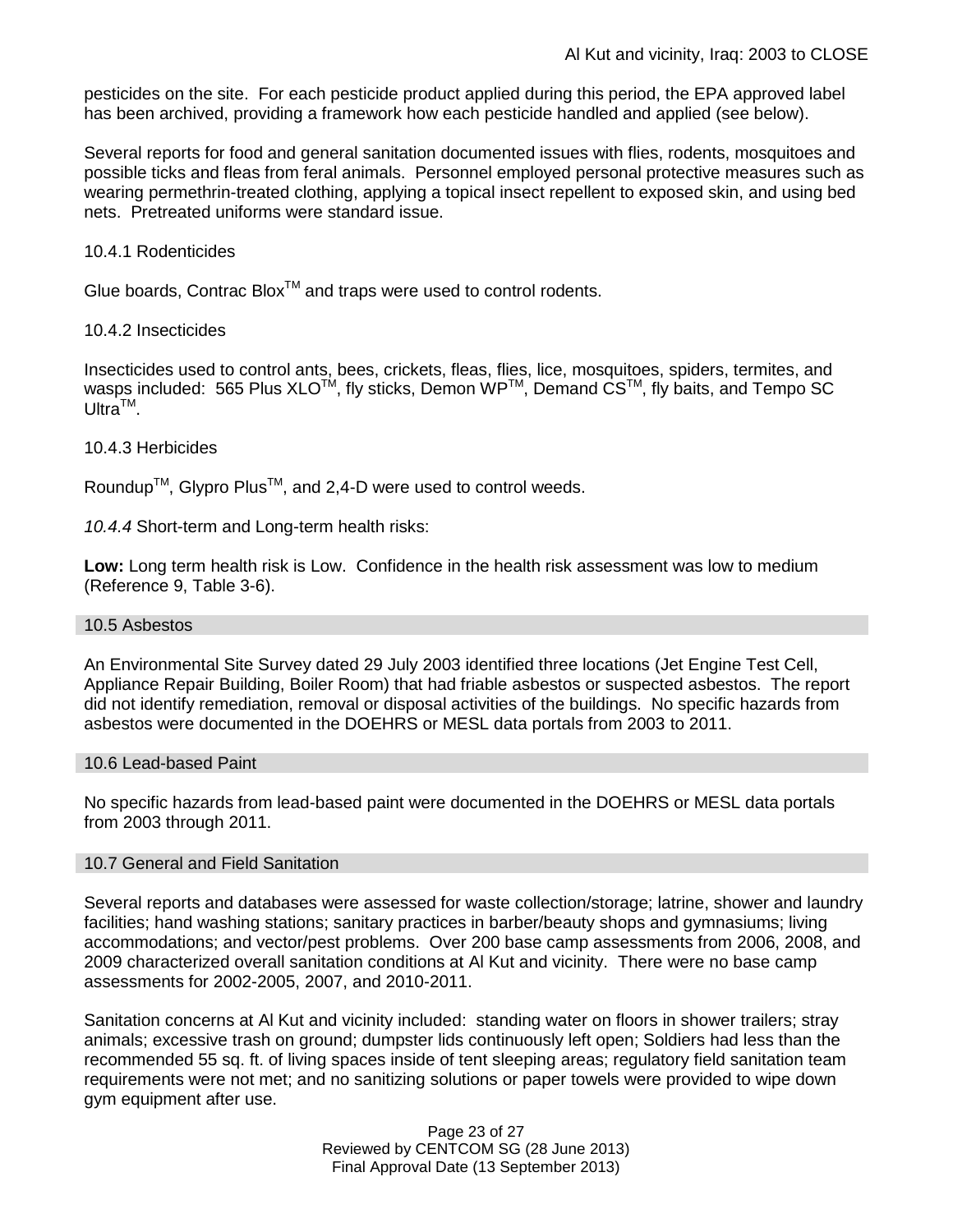pesticides on the site. For each pesticide product applied during this period, the EPA approved label has been archived, providing a framework how each pesticide handled and applied (see below).

Several reports for food and general sanitation documented issues with flies, rodents, mosquitoes and possible ticks and fleas from feral animals. Personnel employed personal protective measures such as wearing permethrin-treated clothing, applying a topical insect repellent to exposed skin, and using bed nets. Pretreated uniforms were standard issue.

10.4.1 Rodenticides

Glue boards, Contrac Blox™ and traps were used to control rodents.

10.4.2 Insecticides

Insecticides used to control ants, bees, crickets, fleas, flies, lice, mosquitoes, spiders, termites, and wasps included: 565 Plus XLO™, fly sticks, Demon WP™, Demand CS™, fly baits, and Tempo SC Ultra™.

10.4.3 Herbicides

Roundup™, Glypro Plus™, and 2,4-D were used to control weeds.

*10.4.4* Short-term and Long-term health risks:

**Low:** Long term health risk is Low. Confidence in the health risk assessment was low to medium (Reference 9, Table 3-6).

## 10.5 Asbestos

An Environmental Site Survey dated 29 July 2003 identified three locations (Jet Engine Test Cell, Appliance Repair Building, Boiler Room) that had friable asbestos or suspected asbestos. The report did not identify remediation, removal or disposal activities of the buildings. No specific hazards from asbestos were documented in the DOEHRS or MESL data portals from 2003 to 2011.

## 10.6 Lead-based Paint

No specific hazards from lead-based paint were documented in the DOEHRS or MESL data portals from 2003 through 2011.

## 10.7 General and Field Sanitation

Several reports and databases were assessed for waste collection/storage; latrine, shower and laundry facilities; hand washing stations; sanitary practices in barber/beauty shops and gymnasiums; living accommodations; and vector/pest problems. Over 200 base camp assessments from 2006, 2008, and 2009 characterized overall sanitation conditions at Al Kut and vicinity. There were no base camp assessments for 2002-2005, 2007, and 2010-2011.

Sanitation concerns at Al Kut and vicinity included: standing water on floors in shower trailers; stray animals; excessive trash on ground; dumpster lids continuously left open; Soldiers had less than the recommended 55 sq. ft. of living spaces inside of tent sleeping areas; regulatory field sanitation team requirements were not met; and no sanitizing solutions or paper towels were provided to wipe down gym equipment after use.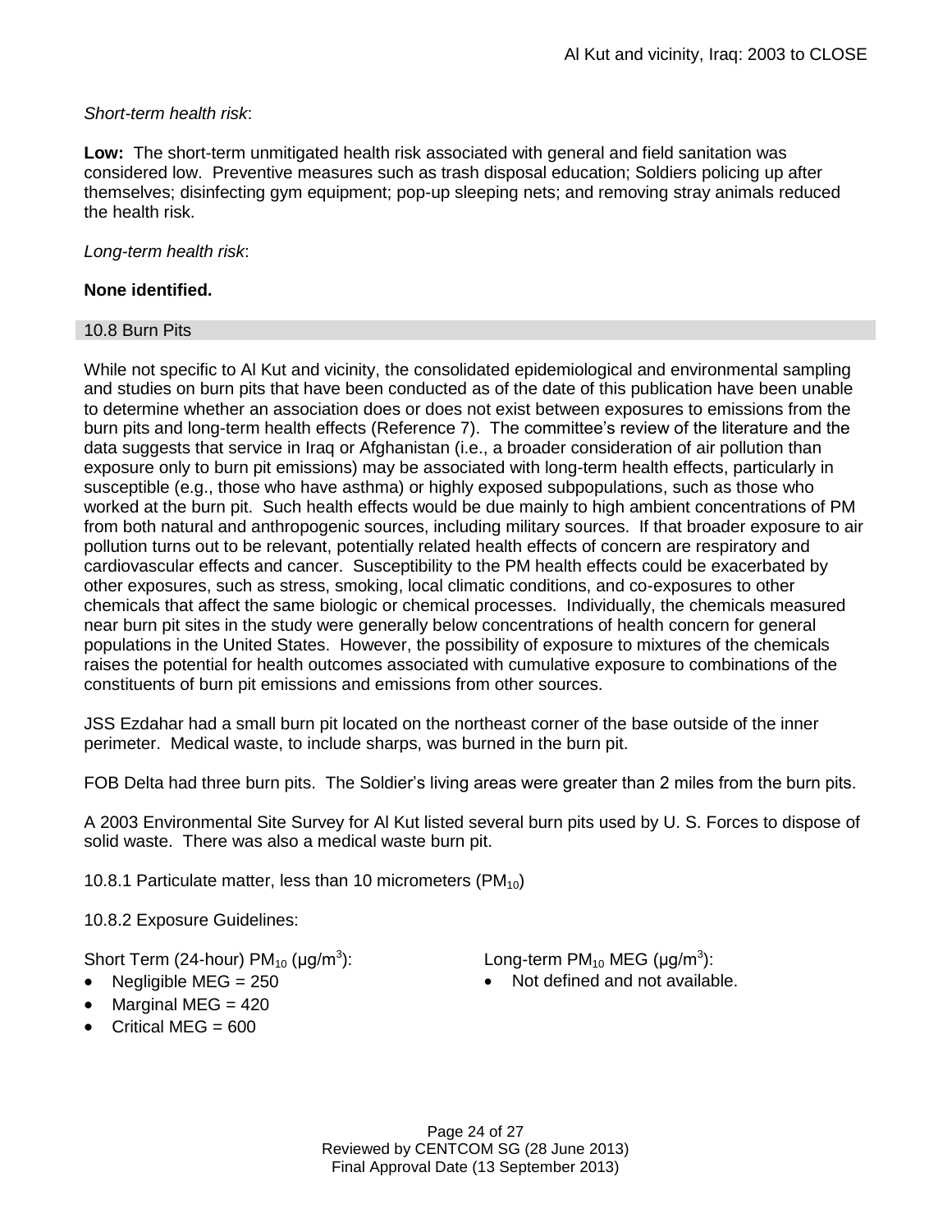*Short-term health risk*:

**Low:** The short-term unmitigated health risk associated with general and field sanitation was considered low. Preventive measures such as trash disposal education; Soldiers policing up after themselves; disinfecting gym equipment; pop-up sleeping nets; and removing stray animals reduced the health risk.

*Long-term health risk*:

**None identified.**

## 10.8 Burn Pits

While not specific to Al Kut and vicinity, the consolidated epidemiological and environmental sampling and studies on burn pits that have been conducted as of the date of this publication have been unable to determine whether an association does or does not exist between exposures to emissions from the burn pits and long-term health effects (Reference 7). The committee's review of the literature and the data suggests that service in Iraq or Afghanistan (i.e., a broader consideration of air pollution than exposure only to burn pit emissions) may be associated with long-term health effects, particularly in susceptible (e.g., those who have asthma) or highly exposed subpopulations, such as those who worked at the burn pit. Such health effects would be due mainly to high ambient concentrations of PM from both natural and anthropogenic sources, including military sources. If that broader exposure to air pollution turns out to be relevant, potentially related health effects of concern are respiratory and cardiovascular effects and cancer. Susceptibility to the PM health effects could be exacerbated by other exposures, such as stress, smoking, local climatic conditions, and co-exposures to other chemicals that affect the same biologic or chemical processes. Individually, the chemicals measured near burn pit sites in the study were generally below concentrations of health concern for general populations in the United States. However, the possibility of exposure to mixtures of the chemicals raises the potential for health outcomes associated with cumulative exposure to combinations of the constituents of burn pit emissions and emissions from other sources.

JSS Ezdahar had a small burn pit located on the northeast corner of the base outside of the inner perimeter. Medical waste, to include sharps, was burned in the burn pit.

FOB Delta had three burn pits. The Soldier's living areas were greater than 2 miles from the burn pits.

A 2003 Environmental Site Survey for Al Kut listed several burn pits used by U. S. Forces to dispose of solid waste. There was also a medical waste burn pit.

10.8.1 Particulate matter, less than 10 micrometers ($PM_{10}$)

10.8.2 Exposure Guidelines:

Short Term (24-hour) $PM_{10}$ ($\mu g/m^3$):

- Negligible MEG = 250
- Marginal MEG = 420
- Critical MEG = 600

Long-term $PM_{10}$ MEG ($\mu g/m^3$):

- Not defined and not available.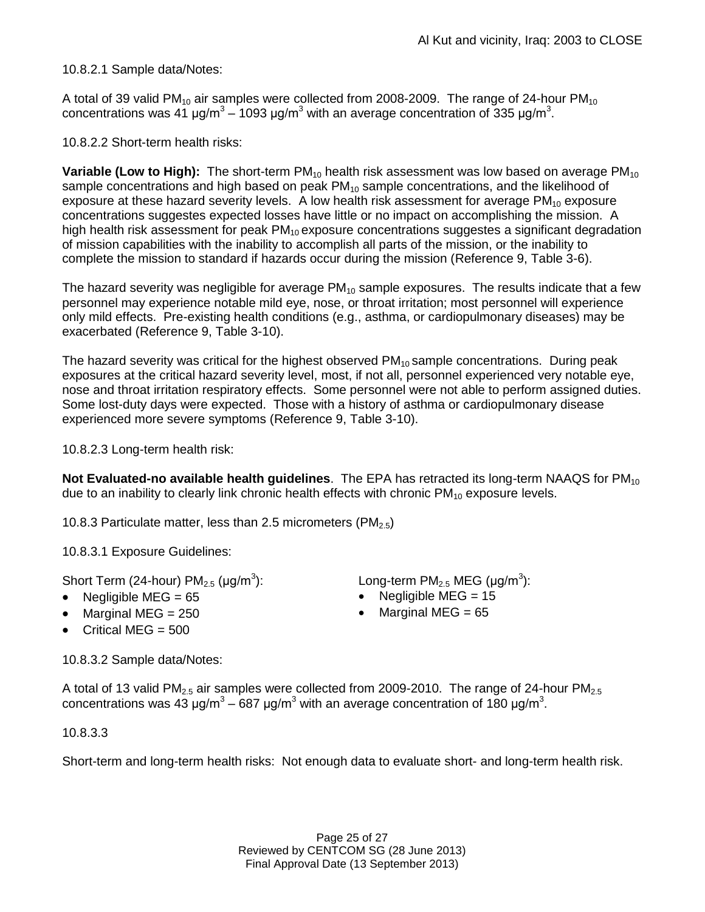10.8.2.1 Sample data/Notes:

A total of 39 valid $PM_{10}$ air samples were collected from 2008-2009. The range of 24-hour $PM_{10}$ concentrations was 41 $\mu g/m^3$ – 1093 $\mu g/m^3$ with an average concentration of 335 $\mu g/m^3$.

10.8.2.2 Short-term health risks:

**Variable (Low to High):** The short-term $PM_{10}$ health risk assessment was low based on average $PM_{10}$ sample concentrations and high based on peak $PM_{10}$ sample concentrations, and the likelihood of exposure at these hazard severity levels. A low health risk assessment for average $PM_{10}$ exposure concentrations suggestes expected losses have little or no impact on accomplishing the mission. A high health risk assessment for peak $PM_{10}$ exposure concentrations suggestes a significant degradation of mission capabilities with the inability to accomplish all parts of the mission, or the inability to complete the mission to standard if hazards occur during the mission (Reference 9, Table 3-6).

The hazard severity was negligible for average $PM_{10}$ sample exposures. The results indicate that a few personnel may experience notable mild eye, nose, or throat irritation; most personnel will experience only mild effects. Pre-existing health conditions (e.g., asthma, or cardiopulmonary diseases) may be exacerbated (Reference 9, Table 3-10).

The hazard severity was critical for the highest observed $PM_{10}$ sample concentrations. During peak exposures at the critical hazard severity level, most, if not all, personnel experienced very notable eye, nose and throat irritation respiratory effects. Some personnel were not able to perform assigned duties. Some lost-duty days were expected. Those with a history of asthma or cardiopulmonary disease experienced more severe symptoms (Reference 9, Table 3-10).

10.8.2.3 Long-term health risk:

**Not Evaluated-no available health guidelines**. The EPA has retracted its long-term NAAQS for $PM_{10}$ due to an inability to clearly link chronic health effects with chronic $PM_{10}$ exposure levels.

10.8.3 Particulate matter, less than 2.5 micrometers ($PM_{2.5}$)

10.8.3.1 Exposure Guidelines:

Short Term (24-hour) $PM_{2.5}$ ($\mu g/m^3$):

- Negligible MEG = 65
- Marginal MEG = 250
- Critical MEG = 500

Long-term $PM_{2.5}$ MEG ($\mu g/m^3$):

- Negligible MEG = 15
- Marginal MEG = 65

10.8.3.2 Sample data/Notes:

A total of 13 valid $PM_{2.5}$ air samples were collected from 2009-2010. The range of 24-hour $PM_{2.5}$ concentrations was 43 $\mu g/m^3$ – 687 $\mu g/m^3$ with an average concentration of 180 $\mu g/m^3$.

10.8.3.3

Short-term and long-term health risks: Not enough data to evaluate short- and long-term health risk.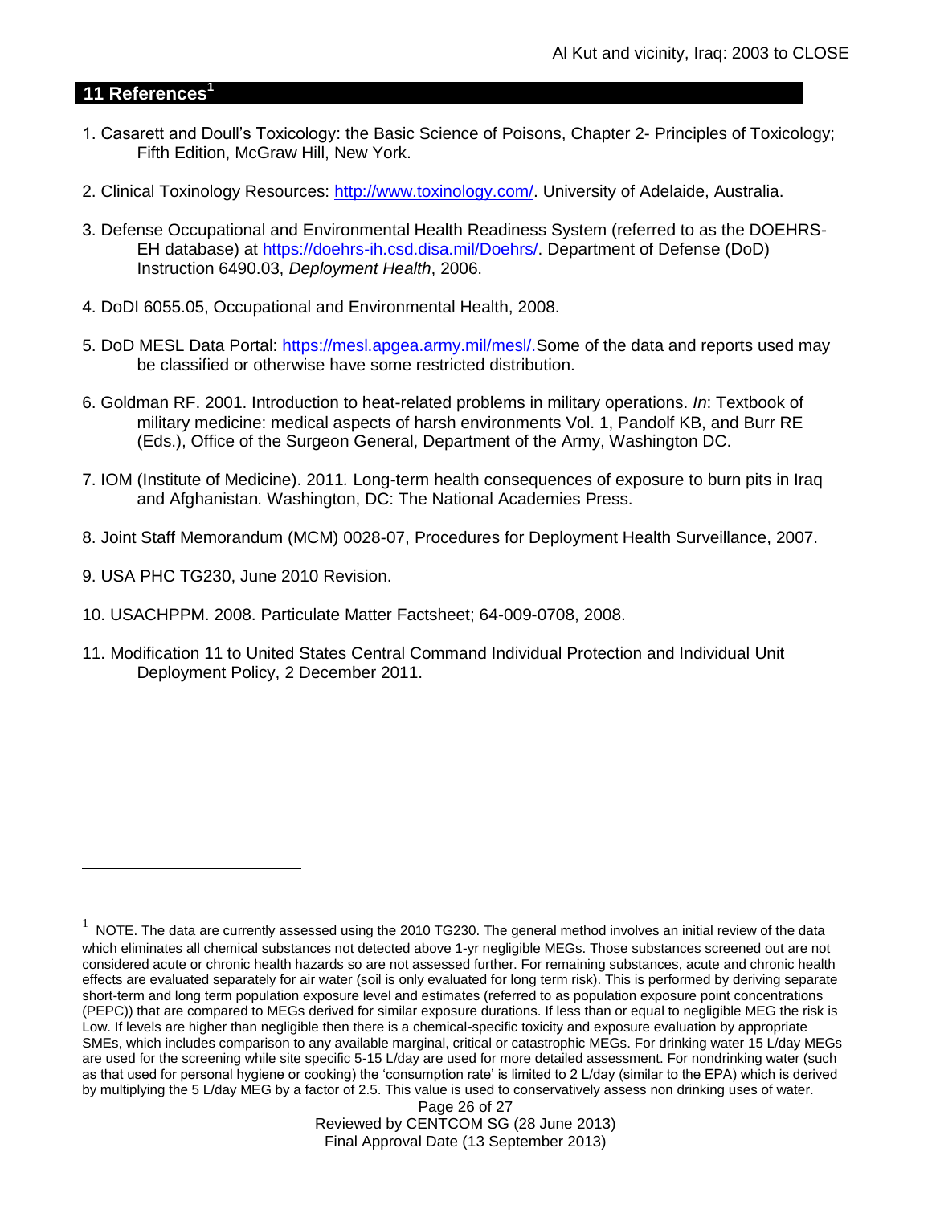## 11 References[1]

1. Casarett and Doull's Toxicology: the Basic Science of Poisons, Chapter 2- Principles of Toxicology; Fifth Edition, McGraw Hill, New York.

2. Clinical Toxinology Resources: http://www.toxinology.com/. University of Adelaide, Australia.

3. Defense Occupational and Environmental Health Readiness System (referred to as the DOEHRS-EH database) at https://doehrs-ih.csd.disa.mil/Doehrs/. Department of Defense (DoD) Instruction 6490.03, *Deployment Health*, 2006.

4. DoDI 6055.05, Occupational and Environmental Health, 2008.

5. DoD MESL Data Portal: https://mesl.apgea.army.mil/mesl/.Some of the data and reports used may be classified or otherwise have some restricted distribution.

6. Goldman RF. 2001. Introduction to heat-related problems in military operations. *In*: Textbook of military medicine: medical aspects of harsh environments Vol. 1, Pandolf KB, and Burr RE (Eds.), Office of the Surgeon General, Department of the Army, Washington DC.

7. IOM (Institute of Medicine). 2011*.* Long-term health consequences of exposure to burn pits in Iraq and Afghanistan*.* Washington, DC: The National Academies Press.

8. Joint Staff Memorandum (MCM) 0028-07, Procedures for Deployment Health Surveillance, 2007.

9. USA PHC TG230, June 2010 Revision.

10. USACHPPM. 2008. Particulate Matter Factsheet; 64-009-0708, 2008.

11. Modification 11 to United States Central Command Individual Protection and Individual Unit Deployment Policy, 2 December 2011.

---

[1] NOTE. The data are currently assessed using the 2010 TG230. The general method involves an initial review of the data which eliminates all chemical substances not detected above 1-yr negligible MEGs. Those substances screened out are not considered acute or chronic health hazards so are not assessed further. For remaining substances, acute and chronic health effects are evaluated separately for air water (soil is only evaluated for long term risk). This is performed by deriving separate short-term and long term population exposure level and estimates (referred to as population exposure point concentrations (PEPC)) that are compared to MEGs derived for similar exposure durations. If less than or equal to negligible MEG the risk is Low. If levels are higher than negligible then there is a chemical-specific toxicity and exposure evaluation by appropriate SMEs, which includes comparison to any available marginal, critical or catastrophic MEGs. For drinking water 15 L/day MEGs are used for the screening while site specific 5-15 L/day are used for more detailed assessment. For nondrinking water (such as that used for personal hygiene or cooking) the 'consumption rate' is limited to 2 L/day (similar to the EPA) which is derived by multiplying the 5 L/day MEG by a factor of 2.5. This value is used to conservatively assess non drinking uses of water.

Reviewed by CENTCOM SG (28 June 2013)
Final Approval Date (13 September 2013)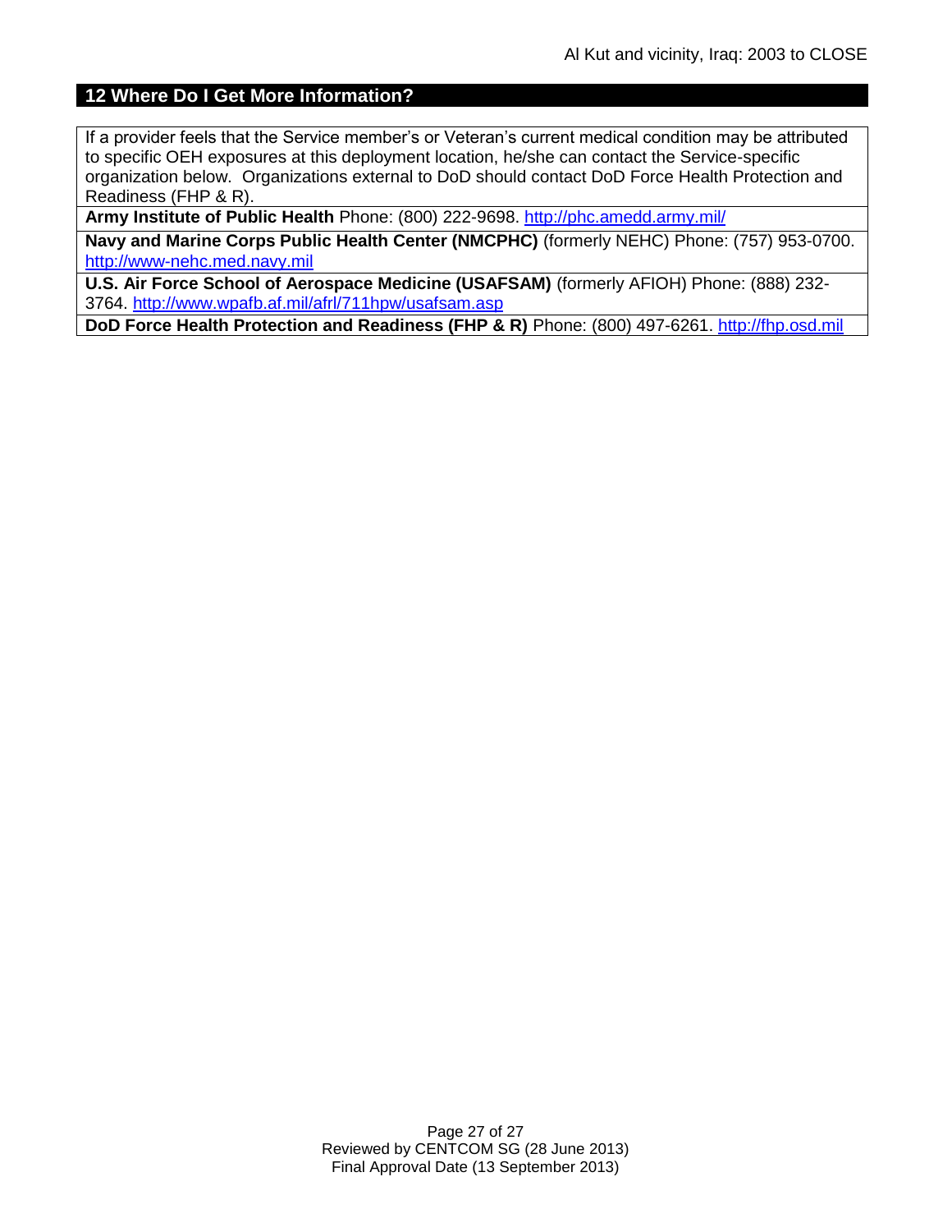## 12 Where Do I Get More Information?

| |
|---|
| If a provider feels that the Service member's or Veteran's current medical condition may be attributed to specific OEH exposures at this deployment location, he/she can contact the Service-specific organization below. Organizations external to DoD should contact DoD Force Health Protection and Readiness (FHP & R). |
| **Army Institute of Public Health** Phone: (800) 222-9698. http://phc.amedd.army.mil/ |
| **Navy and Marine Corps Public Health Center (NMCPHC)** (formerly NEHC) Phone: (757) 953-0700. http://www-nehc.med.navy.mil |
| **U.S. Air Force School of Aerospace Medicine (USAFSAM)** (formerly AFIOH) Phone: (888) 232-3764. http://www.wpafb.af.mil/afrl/711hpw/usafsam.asp |
| **DoD Force Health Protection and Readiness (FHP & R)** Phone: (800) 497-6261. http://fhp.osd.mil |